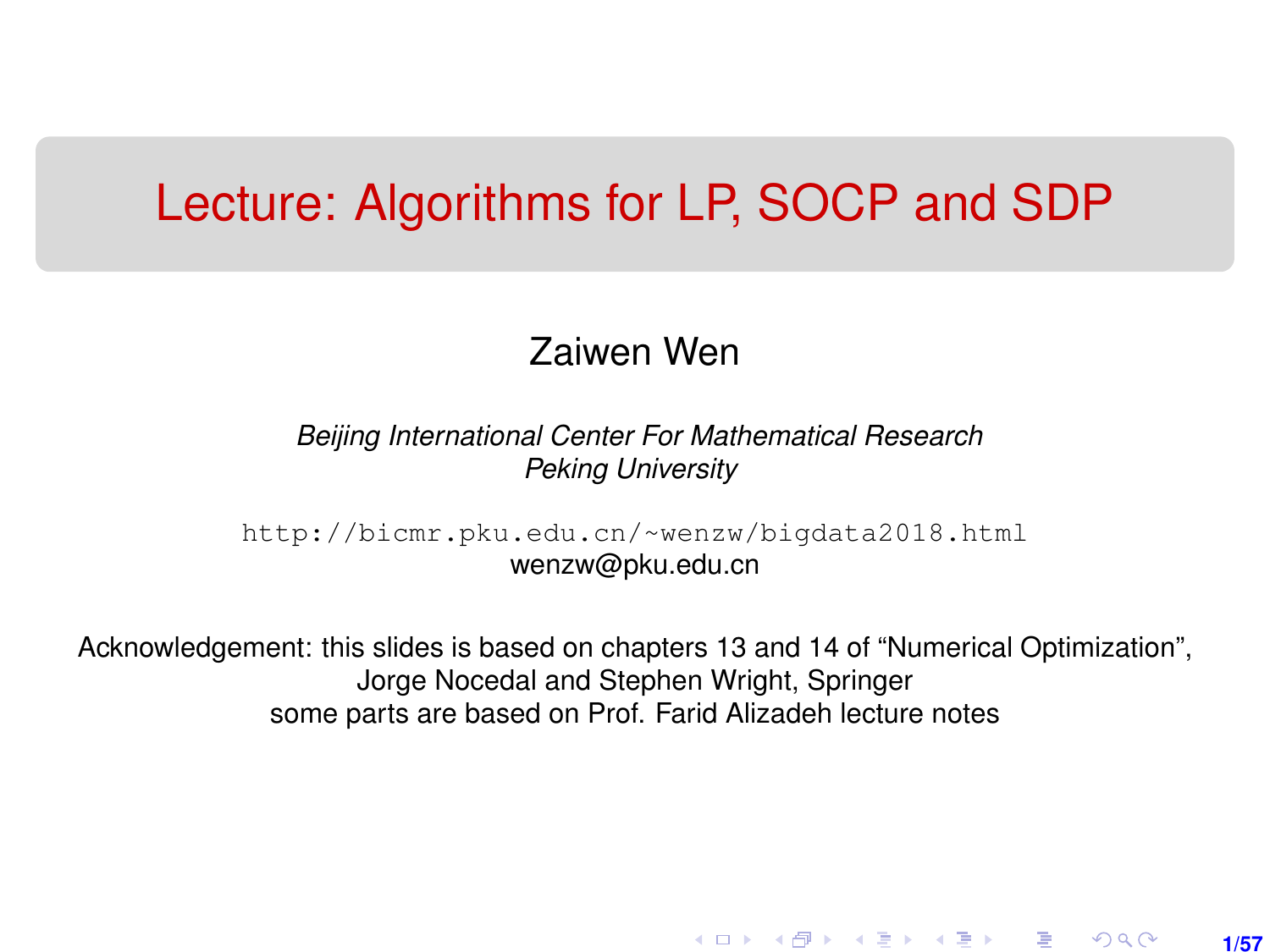# Lecture: Algorithms for LP, SOCP and SDP

Zaiwen Wen

*Beijing International Center For Mathematical Research*
*Peking University*

http://bicmr.pku.edu.cn/~wenzw/bigdata2018.html
wenzw@pku.edu.cn

Acknowledgement: this slides is based on chapters 13 and 14 of "Numerical Optimization", Jorge Nocedal and Stephen Wright, Springer
some parts are based on Prof. Farid Alizadeh lecture notes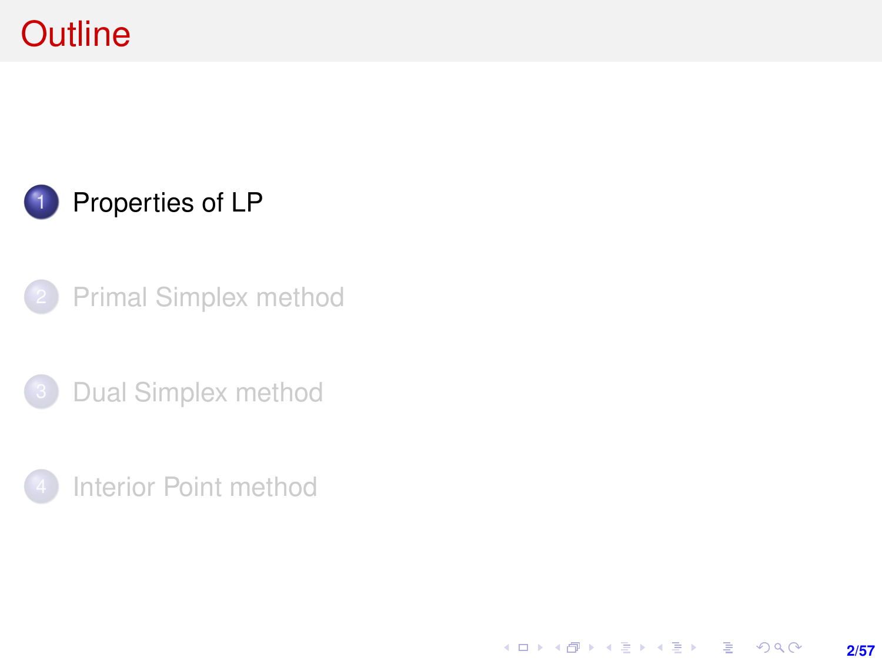# Outline

1. Properties of LP
2. Primal Simplex method
3. Dual Simplex method
4. Interior Point method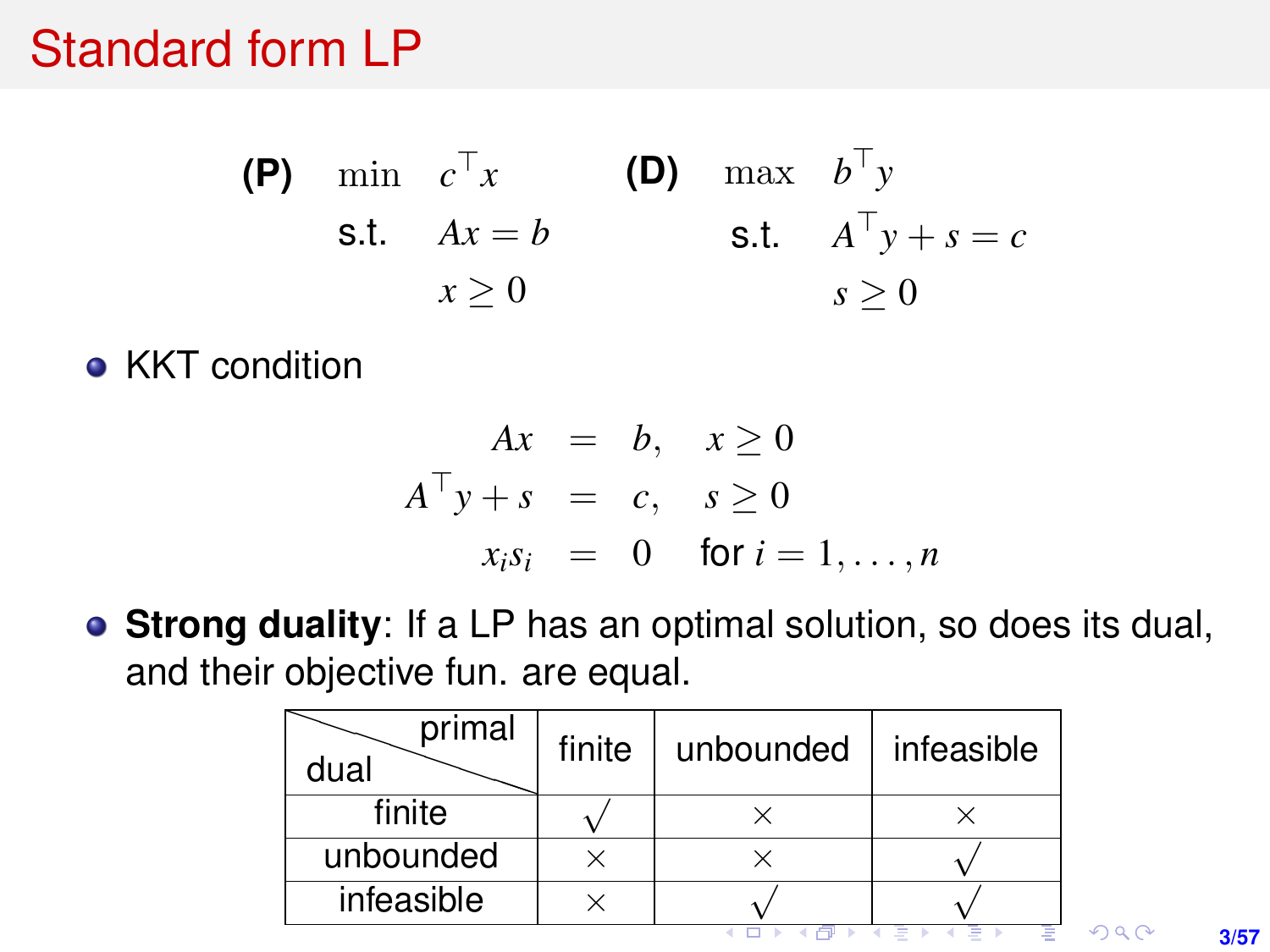# Standard form LP

$$
\textbf{(P)} \quad \begin{array}{ll} \min & c^\top x \\ \text{s.t.} & Ax = b \\ & x \geq 0 \end{array} \qquad \textbf{(D)} \quad \begin{array}{ll} \max & b^\top y \\ \text{s.t.} & A^\top y + s = c \\ & s \geq 0 \end{array}
$$

- KKT condition

$$
\begin{aligned}
Ax &= b, \quad x \geq 0 \\
A^\top y + s &= c, \quad s \geq 0 \\
x_i s_i &= 0 \quad \text{for } i = 1, \ldots, n
\end{aligned}
$$

- **Strong duality**: If a LP has an optimal solution, so does its dual, and their objective fun. are equal.

| dual \ primal | finite | unbounded | infeasible |
|---|---|---|---|
| finite | $\surd$ | $\times$ | $\times$ |
| unbounded | $\times$ | $\times$ | $\surd$ |
| infeasible | $\times$ | $\surd$ | $\surd$ |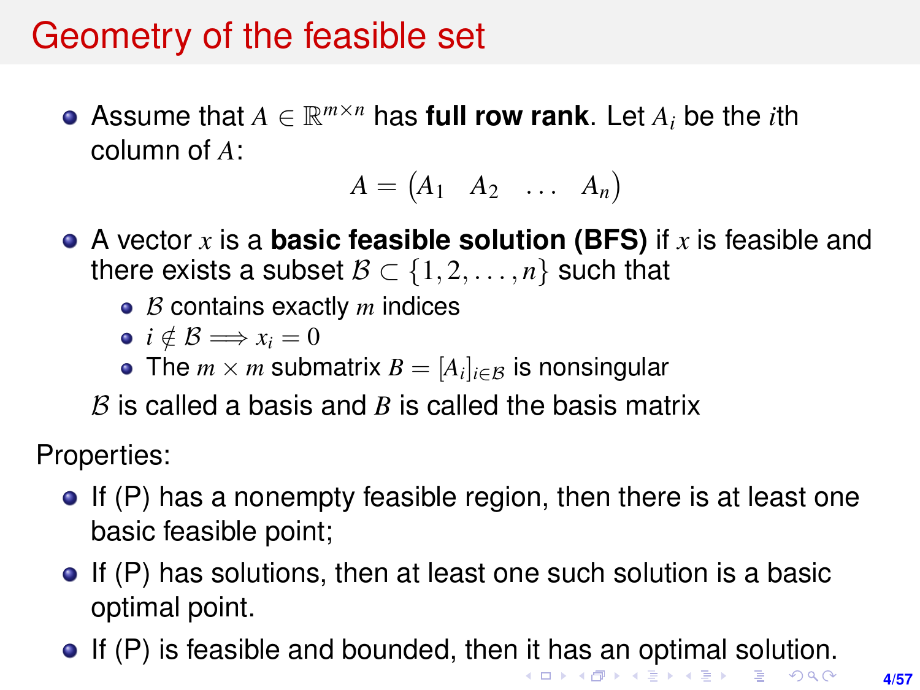# Geometry of the feasible set

- Assume that $A \in \mathbb{R}^{m\times n}$ has **full row rank**. Let $A_i$ be the $i$th column of $A$:

$$A = \begin{pmatrix} A_1 & A_2 & \dots & A_n \end{pmatrix}$$

- A vector $x$ is a **basic feasible solution (BFS)** if $x$ is feasible and there exists a subset $\mathcal{B} \subset \{1, 2, \dots, n\}$ such that
  - $\mathcal{B}$ contains exactly $m$ indices
  - $i \notin \mathcal{B} \Longrightarrow x_i = 0$
  - The $m \times m$ submatrix $B = [A_i]_{i\in\mathcal{B}}$ is nonsingular

  $\mathcal{B}$ is called a basis and $B$ is called the basis matrix

Properties:

- If (P) has a nonempty feasible region, then there is at least one basic feasible point;
- If (P) has solutions, then at least one such solution is a basic optimal point.
- If (P) is feasible and bounded, then it has an optimal solution.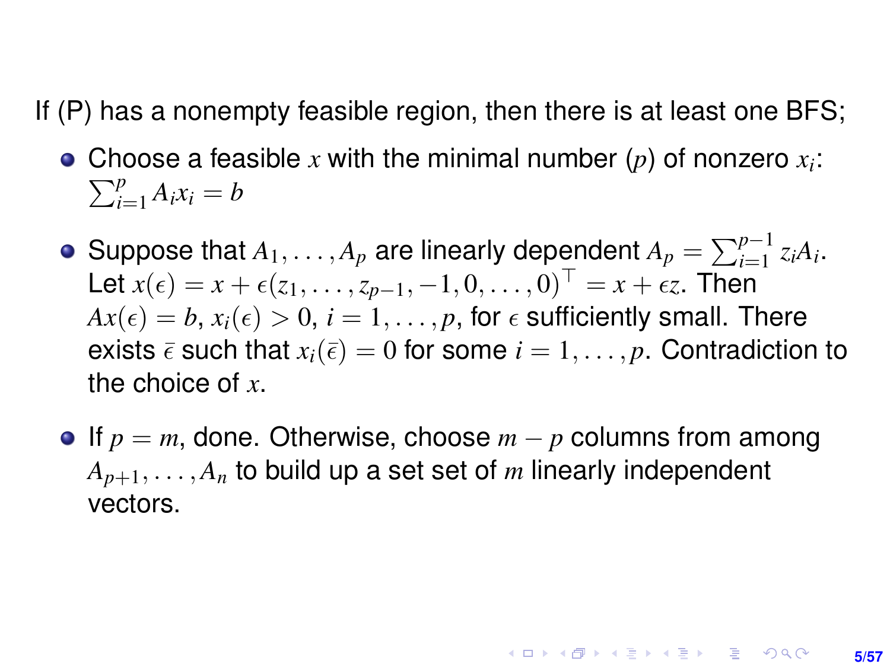If (P) has a nonempty feasible region, then there is at least one BFS;

- Choose a feasible $x$ with the minimal number ($p$) of nonzero $x_i$: $\sum_{i=1}^{p} A_i x_i = b$
- Suppose that $A_1, \ldots, A_p$ are linearly dependent $A_p = \sum_{i=1}^{p-1} z_i A_i$. Let $x(\epsilon) = x + \epsilon(z_1, \ldots, z_{p-1}, -1, 0, \ldots, 0)^\top = x + \epsilon z$. Then $Ax(\epsilon) = b$, $x_i(\epsilon) > 0$, $i = 1, \ldots, p$, for $\epsilon$ sufficiently small. There exists $\bar{\epsilon}$ such that $x_i(\bar{\epsilon}) = 0$ for some $i = 1, \ldots, p$. Contradiction to the choice of $x$.
- If $p = m$, done. Otherwise, choose $m - p$ columns from among $A_{p+1}, \ldots, A_n$ to build up a set set of $m$ linearly independent vectors.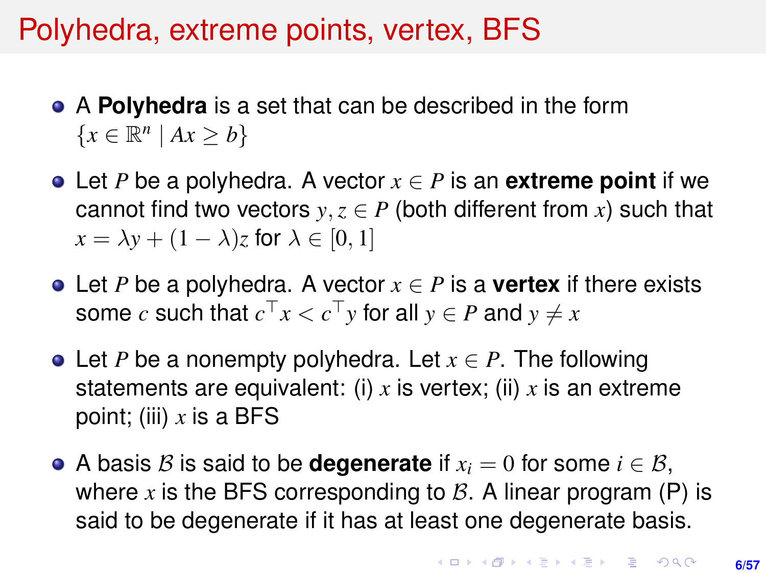# Polyhedra, extreme points, vertex, BFS

- A **Polyhedra** is a set that can be described in the form $\{x \in \mathbb{R}^n \mid Ax \geq b\}$
- Let $P$ be a polyhedra. A vector $x \in P$ is an **extreme point** if we cannot find two vectors $y, z \in P$ (both different from $x$) such that $x = \lambda y + (1 - \lambda)z$ for $\lambda \in [0, 1]$
- Let $P$ be a polyhedra. A vector $x \in P$ is a **vertex** if there exists some $c$ such that $c^\top x < c^\top y$ for all $y \in P$ and $y \neq x$
- Let $P$ be a nonempty polyhedra. Let $x \in P$. The following statements are equivalent: (i) $x$ is vertex; (ii) $x$ is an extreme point; (iii) $x$ is a BFS
- A basis $\mathcal{B}$ is said to be **degenerate** if $x_i = 0$ for some $i \in \mathcal{B}$, where $x$ is the BFS corresponding to $\mathcal{B}$. A linear program (P) is said to be degenerate if it has at least one degenerate basis.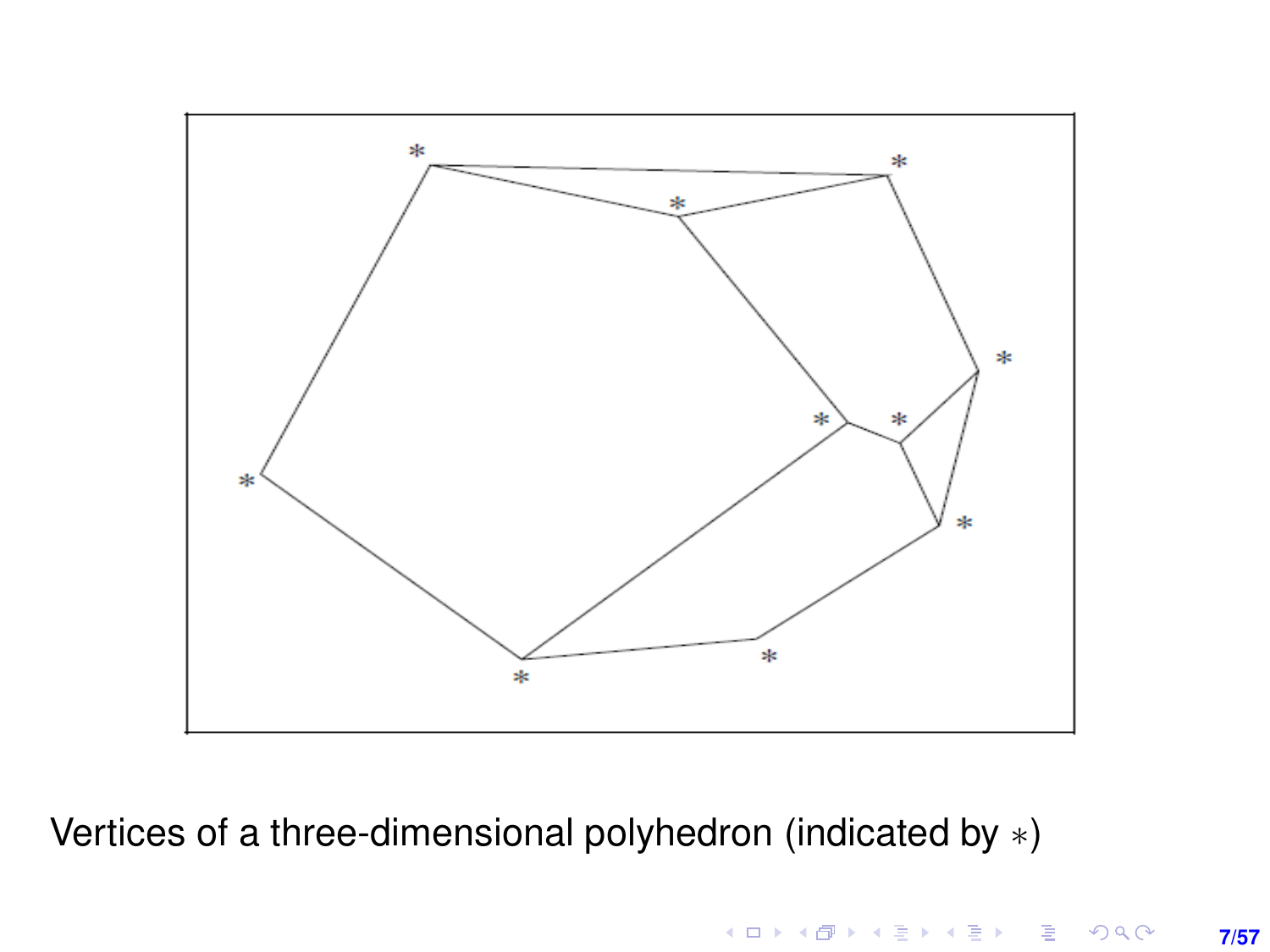Vertices of a three-dimensional polyhedron (indicated by $*$)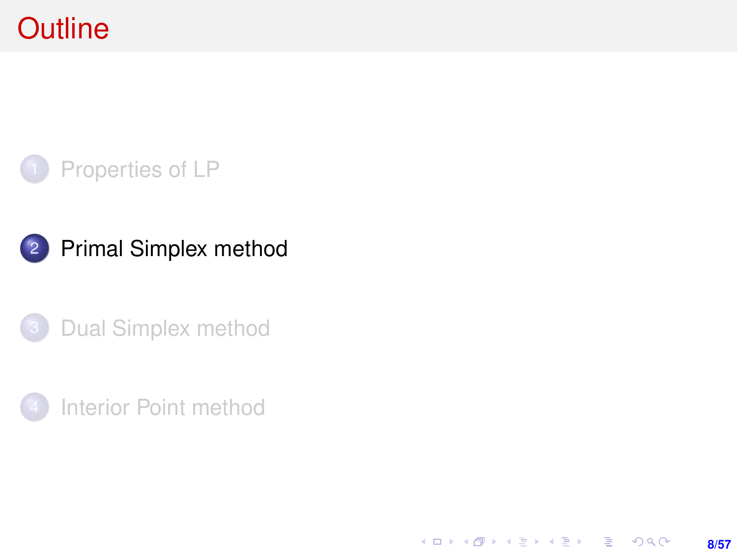# Outline

1. Properties of LP
2. Primal Simplex method
3. Dual Simplex method
4. Interior Point method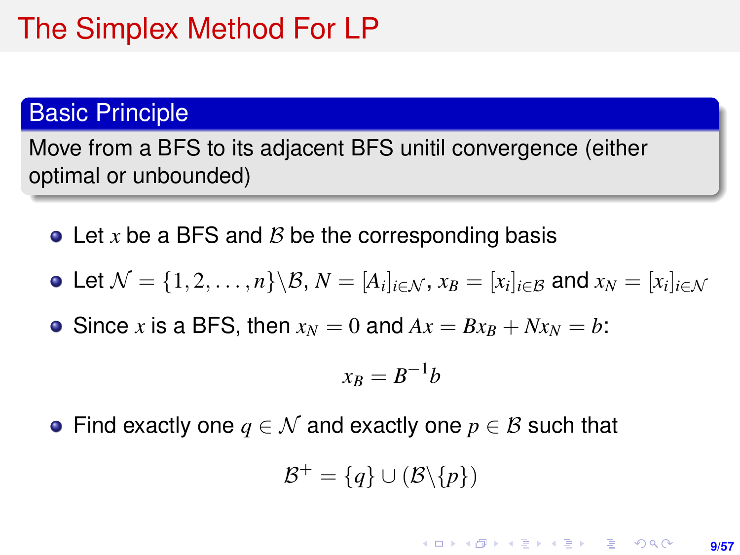# The Simplex Method For LP

## Basic Principle

Move from a BFS to its adjacent BFS unitil convergence (either optimal or unbounded)

- Let $x$ be a BFS and $\mathcal{B}$ be the corresponding basis
- Let $\mathcal{N} = \{1, 2, \ldots, n\} \backslash \mathcal{B}$, $N = [A_i]_{i \in \mathcal{N}}$, $x_B = [x_i]_{i \in \mathcal{B}}$ and $x_N = [x_i]_{i \in \mathcal{N}}$
- Since $x$ is a BFS, then $x_N = 0$ and $Ax = Bx_B + Nx_N = b$:

$$x_B = B^{-1}b$$

- Find exactly one $q \in \mathcal{N}$ and exactly one $p \in \mathcal{B}$ such that

$$\mathcal{B}^+ = \{q\} \cup (\mathcal{B} \backslash \{p\})$$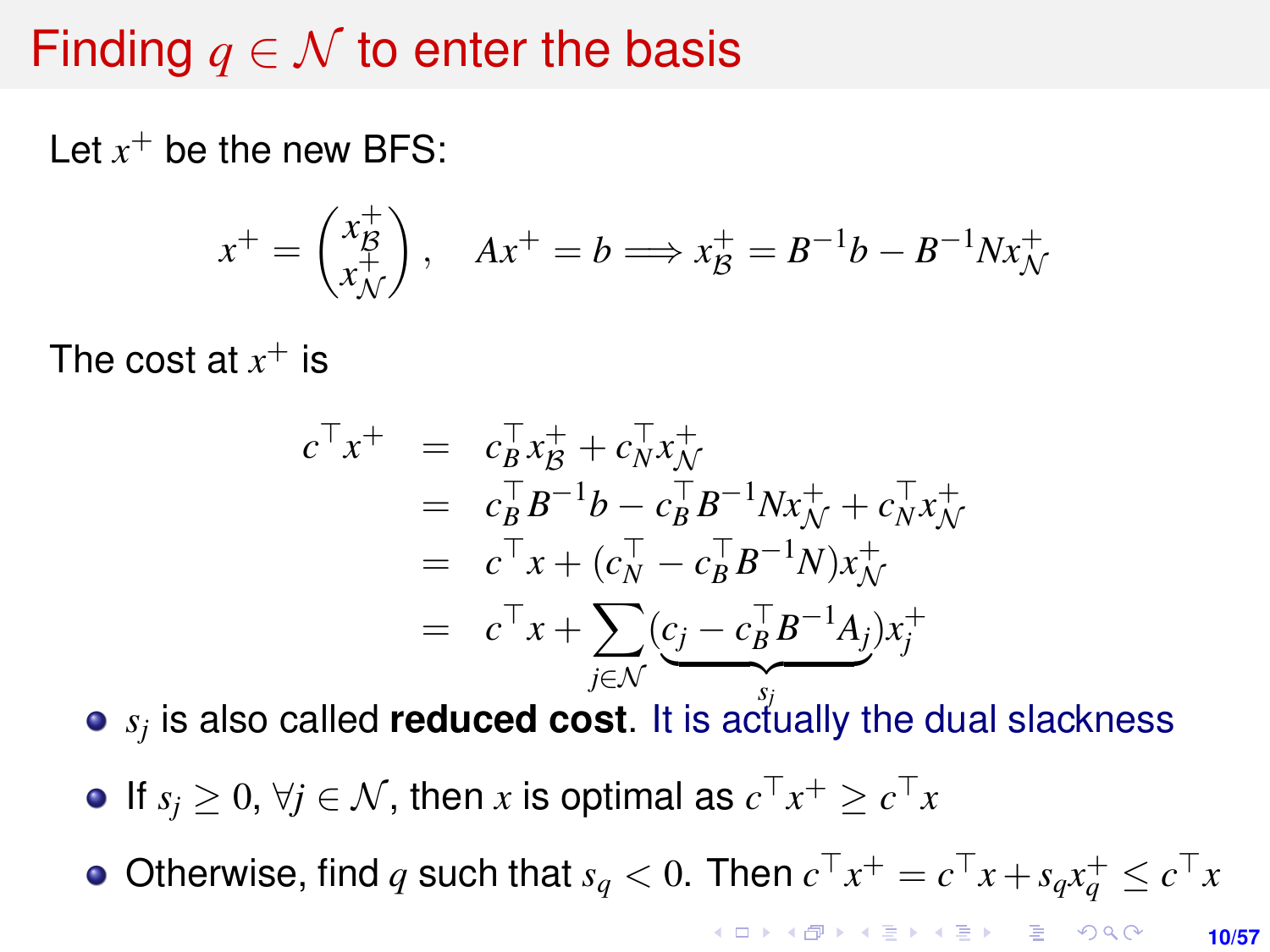# Finding $q \in \mathcal{N}$ to enter the basis

Let $x^+$ be the new BFS:

$$x^+ = \begin{pmatrix} x^+_{\mathcal{B}} \\ x^+_{\mathcal{N}} \end{pmatrix}, \quad Ax^+ = b \Longrightarrow x^+_{\mathcal{B}} = B^{-1}b - B^{-1}Nx^+_{\mathcal{N}}$$

The cost at $x^+$ is

$$\begin{aligned}
c^\top x^+ &= c_B^\top x^+_{\mathcal{B}} + c_N^\top x^+_{\mathcal{N}} \\
&= c_B^\top B^{-1}b - c_B^\top B^{-1}Nx^+_{\mathcal{N}} + c_N^\top x^+_{\mathcal{N}} \\
&= c^\top x + (c_N^\top - c_B^\top B^{-1}N)x^+_{\mathcal{N}} \\
&= c^\top x + \sum_{j \in \mathcal{N}} \underbrace{(c_j - c_B^\top B^{-1}A_j)}_{s_j} x_j^+
\end{aligned}$$

- $s_j$ is also called **reduced cost**. It is actually the dual slackness
- If $s_j \geq 0$, $\forall j \in \mathcal{N}$, then $x$ is optimal as $c^\top x^+ \geq c^\top x$
- Otherwise, find $q$ such that $s_q < 0$. Then $c^\top x^+ = c^\top x + s_q x_q^+ \leq c^\top x$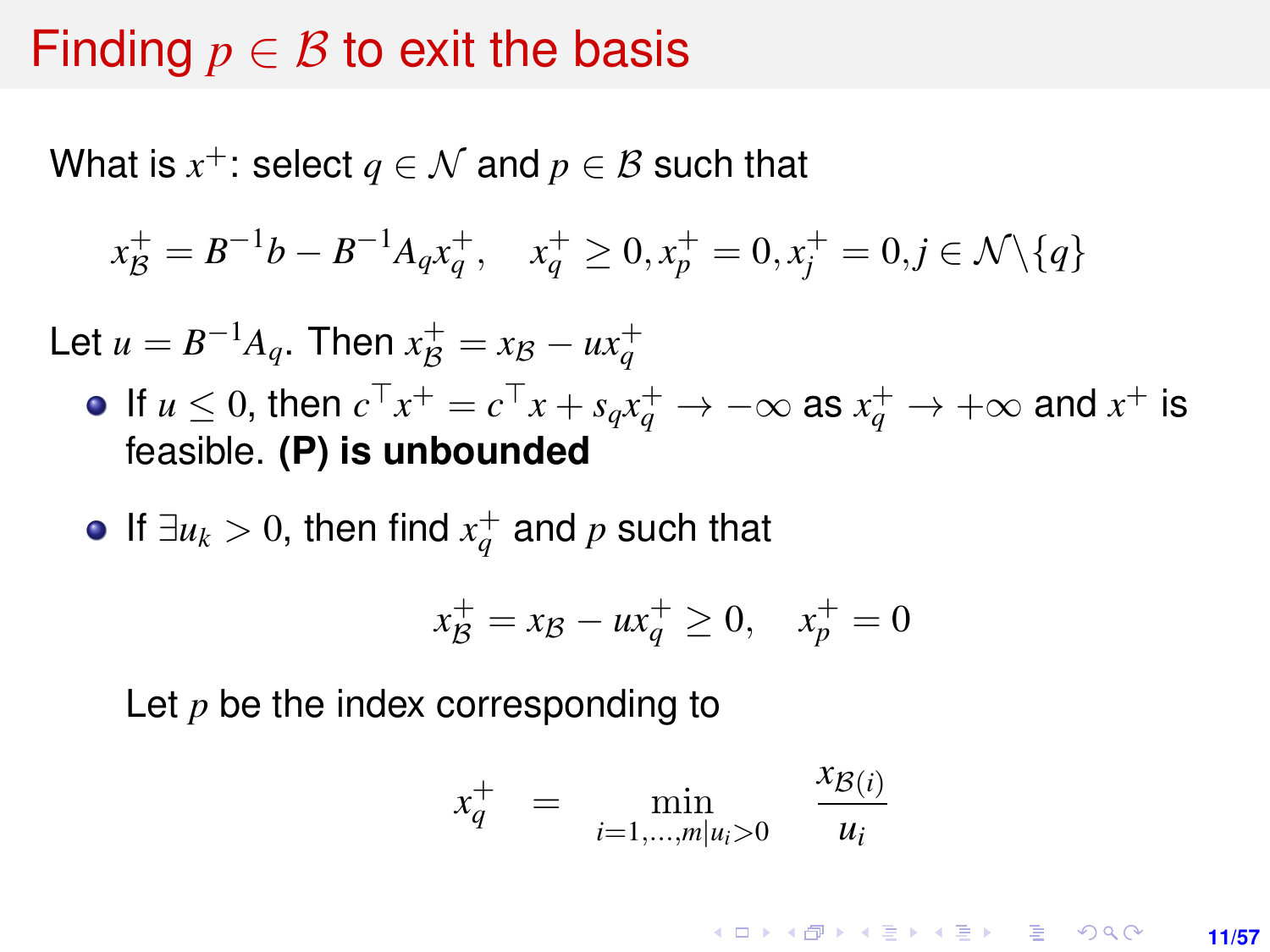# Finding $p \in \mathcal{B}$ to exit the basis

What is $x^+$: select $q \in \mathcal{N}$ and $p \in \mathcal{B}$ such that

$$x^+_{\mathcal{B}} = B^{-1}b - B^{-1}A_q x^+_q, \quad x^+_q \geq 0, x^+_p = 0, x^+_j = 0, j \in \mathcal{N} \backslash \{q\}$$

Let $u = B^{-1}A_q$. Then $x^+_{\mathcal{B}} = x_{\mathcal{B}} - u x^+_q$

- If $u \leq 0$, then $c^\top x^+ = c^\top x + s_q x^+_q \to -\infty$ as $x^+_q \to +\infty$ and $x^+$ is feasible. **(P) is unbounded**

- If $\exists u_k > 0$, then find $x^+_q$ and $p$ such that

$$x^+_{\mathcal{B}} = x_{\mathcal{B}} - u x^+_q \geq 0, \quad x^+_p = 0$$

  Let $p$ be the index corresponding to

$$x^+_q = \min_{i=1,\ldots,m | u_i > 0} \frac{x_{\mathcal{B}(i)}}{u_i}$$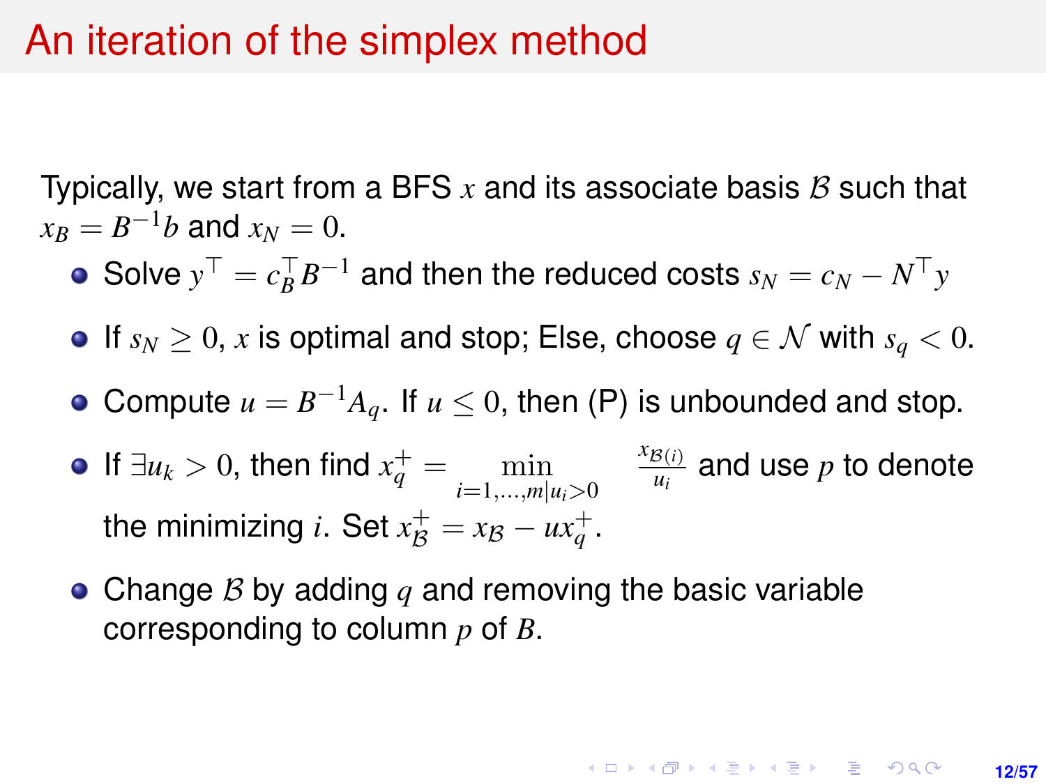# An iteration of the simplex method

Typically, we start from a BFS $x$ and its associate basis $\mathcal{B}$ such that $x_B = B^{-1}b$ and $x_N = 0$.

- Solve $y^\top = c_B^\top B^{-1}$ and then the reduced costs $s_N = c_N - N^\top y$
- If $s_N \geq 0$, $x$ is optimal and stop; Else, choose $q \in \mathcal{N}$ with $s_q < 0$.
- Compute $u = B^{-1}A_q$. If $u \leq 0$, then (P) is unbounded and stop.
- If $\exists u_k > 0$, then find $x_q^+ = \min\limits_{i=1,\dots,m | u_i > 0} \frac{x_{\mathcal{B}(i)}}{u_i}$ and use $p$ to denote the minimizing $i$. Set $x_{\mathcal{B}}^+ = x_{\mathcal{B}} - u x_q^+$.
- Change $\mathcal{B}$ by adding $q$ and removing the basic variable corresponding to column $p$ of $B$.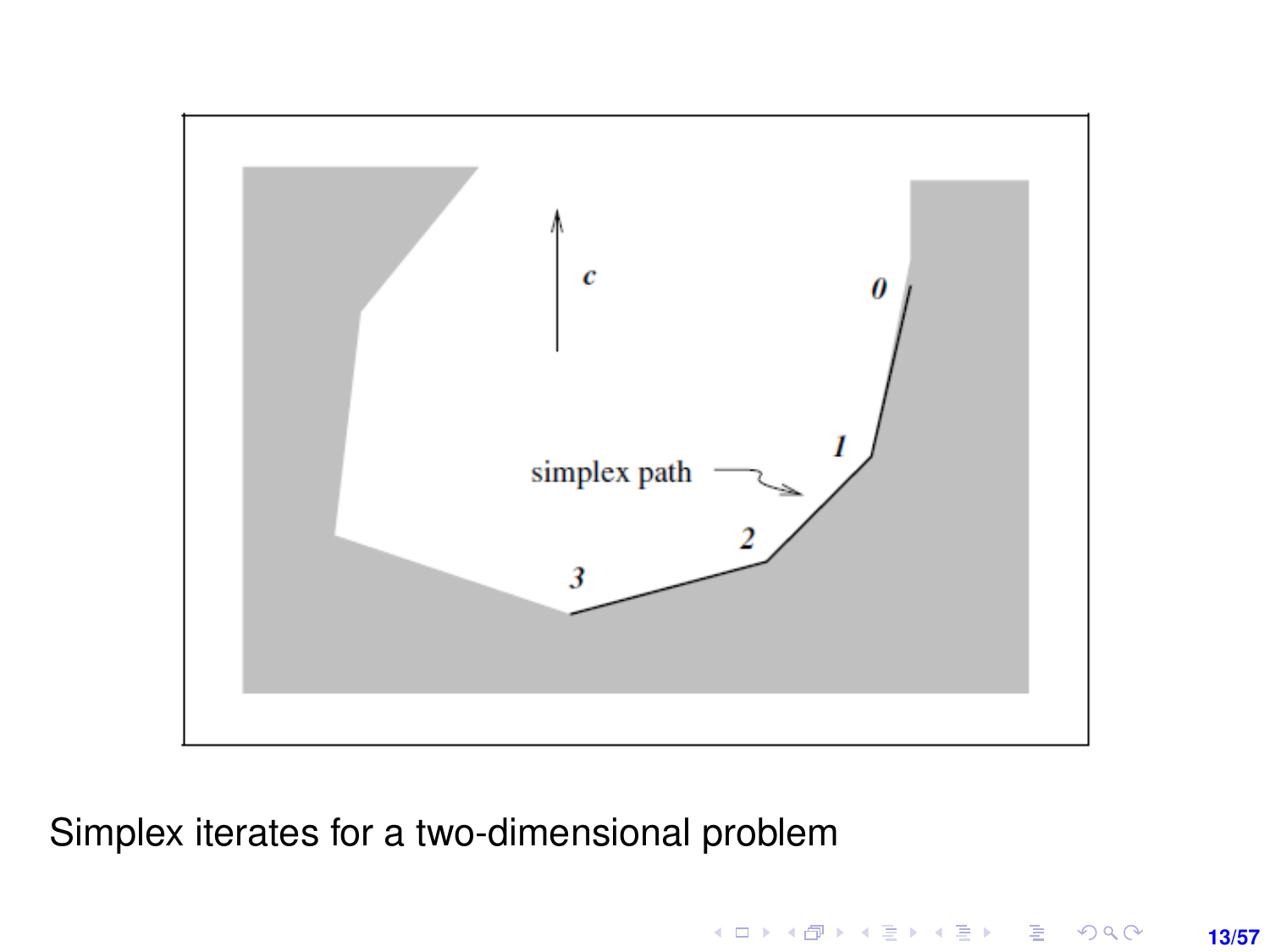Simplex iterates for a two-dimensional problem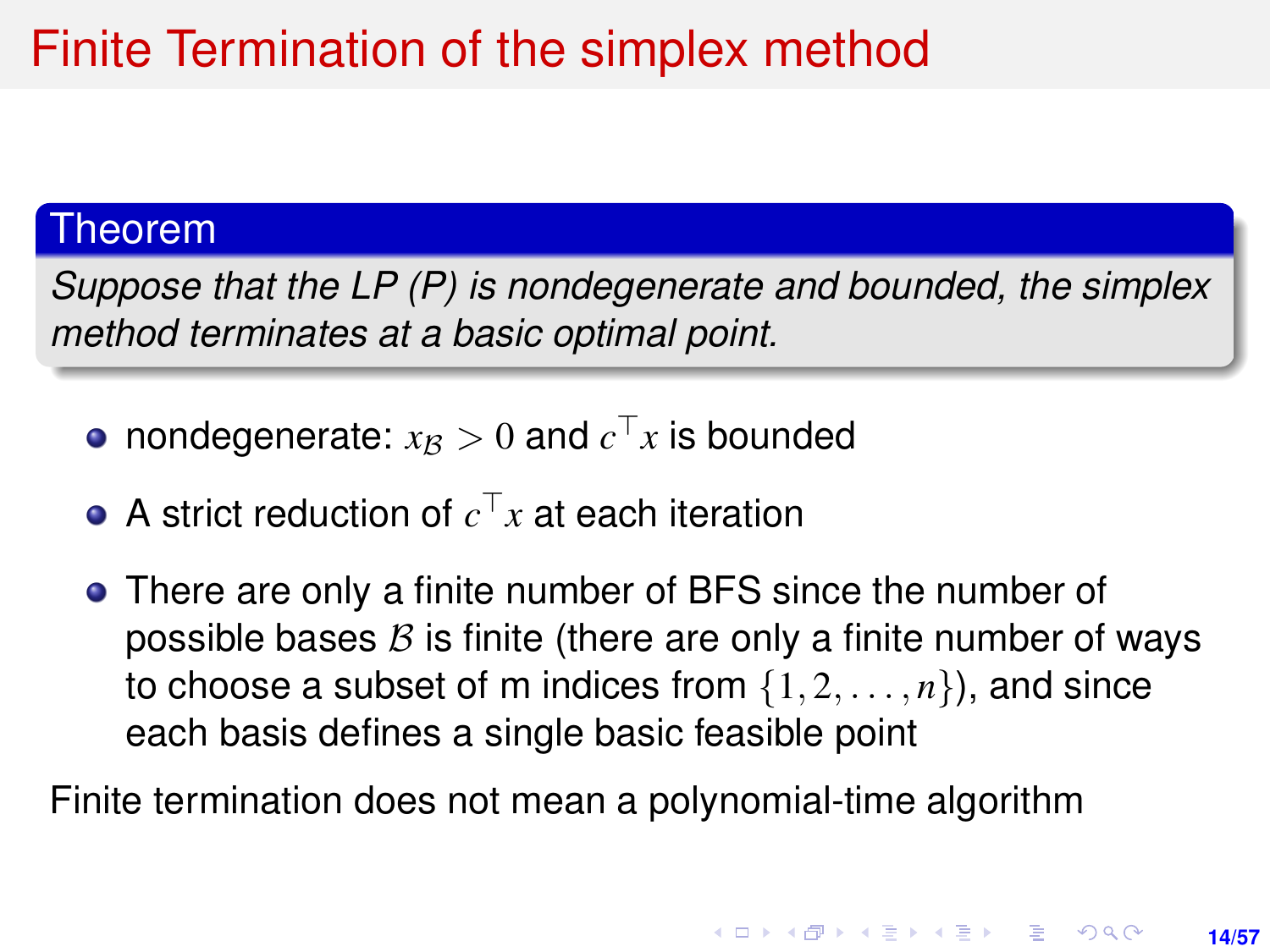# Finite Termination of the simplex method

**Theorem**

*Suppose that the LP (P) is nondegenerate and bounded, the simplex method terminates at a basic optimal point.*

- nondegenerate: $x_{\mathcal{B}} > 0$ and $c^\top x$ is bounded
- A strict reduction of $c^\top x$ at each iteration
- There are only a finite number of BFS since the number of possible bases $\mathcal{B}$ is finite (there are only a finite number of ways to choose a subset of m indices from $\{1, 2, \ldots, n\}$), and since each basis defines a single basic feasible point

Finite termination does not mean a polynomial-time algorithm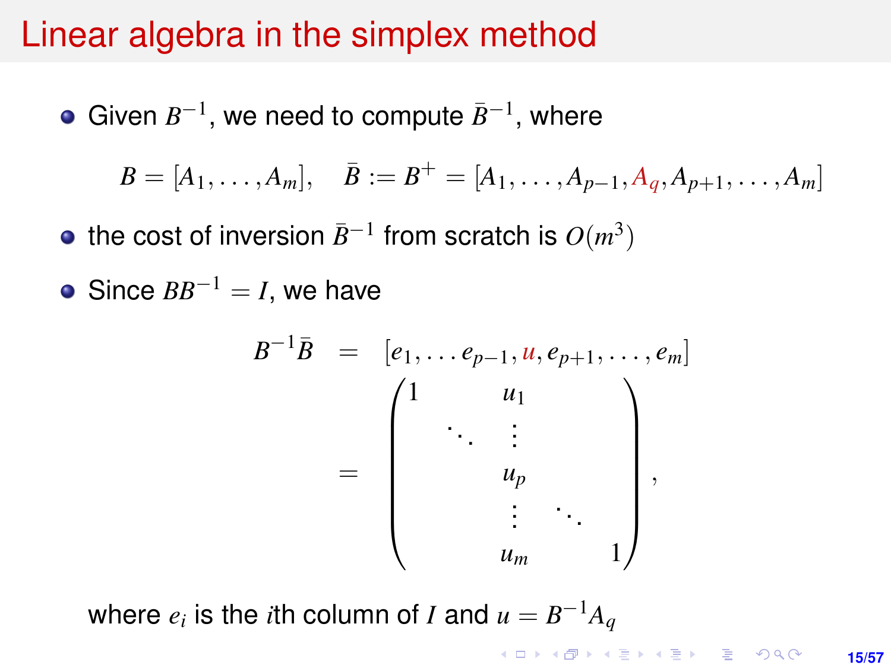# Linear algebra in the simplex method

- Given $B^{-1}$, we need to compute $\bar{B}^{-1}$, where

$$B = [A_1, \ldots, A_m], \quad \bar{B} := B^+ = [A_1, \ldots, A_{p-1}, A_q, A_{p+1}, \ldots, A_m]$$

- the cost of inversion $\bar{B}^{-1}$ from scratch is $O(m^3)$
- Since $BB^{-1} = I$, we have

$$\begin{aligned} B^{-1}\bar{B} &= [e_1, \ldots e_{p-1}, u, e_{p+1}, \ldots, e_m] \\ &= \begin{pmatrix} 1 & & u_1 & & \\ & \ddots & \vdots & & \\ & & u_p & & \\ & & \vdots & \ddots & \\ & & u_m & & 1 \end{pmatrix}, \end{aligned}$$

where $e_i$ is the $i$th column of $I$ and $u = B^{-1}A_q$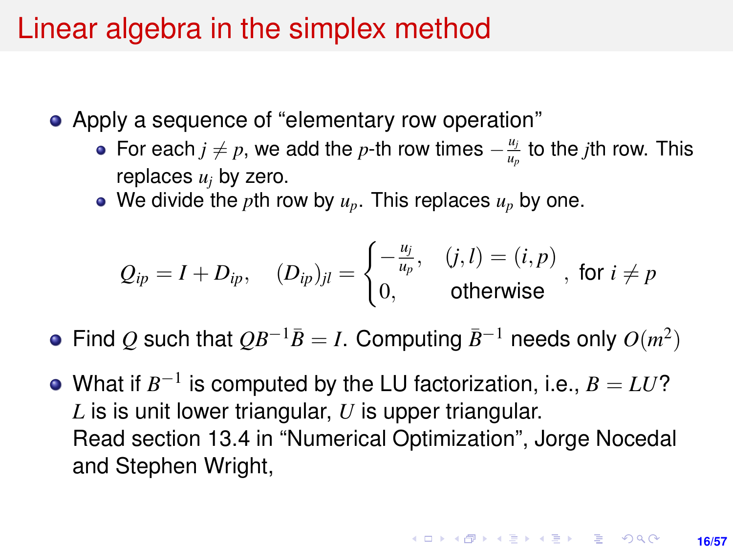# Linear algebra in the simplex method

- Apply a sequence of "elementary row operation"
  - For each $j \neq p$, we add the $p$-th row times $-\frac{u_j}{u_p}$ to the $j$th row. This replaces $u_j$ by zero.
  - We divide the $p$th row by $u_p$. This replaces $u_p$ by one.

$$Q_{ip} = I + D_{ip}, \quad (D_{ip})_{jl} = \begin{cases} -\frac{u_j}{u_p}, & (j,l) = (i,p) \\ 0, & \text{otherwise} \end{cases}, \text{ for } i \neq p$$

- Find $Q$ such that $QB^{-1}\bar{B} = I$. Computing $\bar{B}^{-1}$ needs only $O(m^2)$
- What if $B^{-1}$ is computed by the LU factorization, i.e., $B = LU$?
  $L$ is is unit lower triangular, $U$ is upper triangular.
  Read section 13.4 in "Numerical Optimization", Jorge Nocedal and Stephen Wright,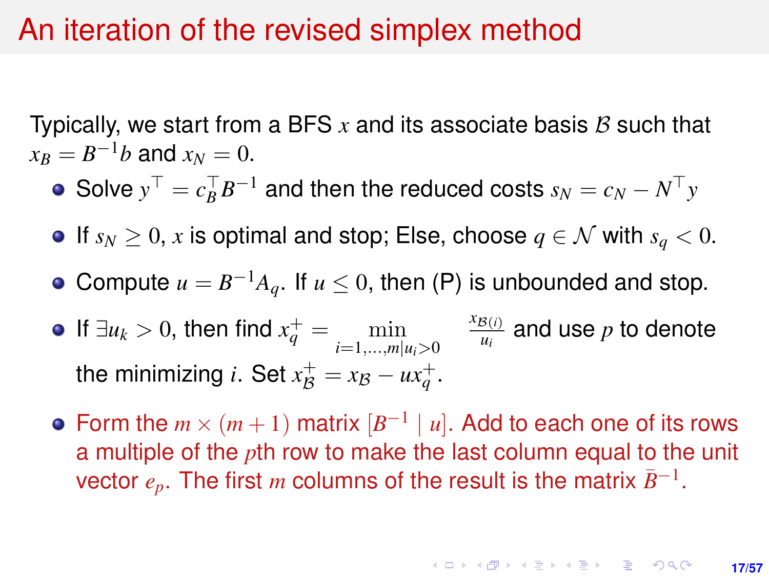# An iteration of the revised simplex method

Typically, we start from a BFS $x$ and its associate basis $\mathcal{B}$ such that $x_B = B^{-1}b$ and $x_N = 0$.

- Solve $y^\top = c_B^\top B^{-1}$ and then the reduced costs $s_N = c_N - N^\top y$
- If $s_N \geq 0$, $x$ is optimal and stop; Else, choose $q \in \mathcal{N}$ with $s_q < 0$.
- Compute $u = B^{-1}A_q$. If $u \leq 0$, then (P) is unbounded and stop.
- If $\exists u_k > 0$, then find $x_q^+ = \min_{i=1,\ldots,m | u_i > 0} \frac{x_{\mathcal{B}(i)}}{u_i}$ and use $p$ to denote the minimizing $i$. Set $x_{\mathcal{B}}^+ = x_{\mathcal{B}} - u x_q^+$.
- Form the $m \times (m+1)$ matrix $[B^{-1} \mid u]$. Add to each one of its rows a multiple of the $p$th row to make the last column equal to the unit vector $e_p$. The first $m$ columns of the result is the matrix $\bar{B}^{-1}$.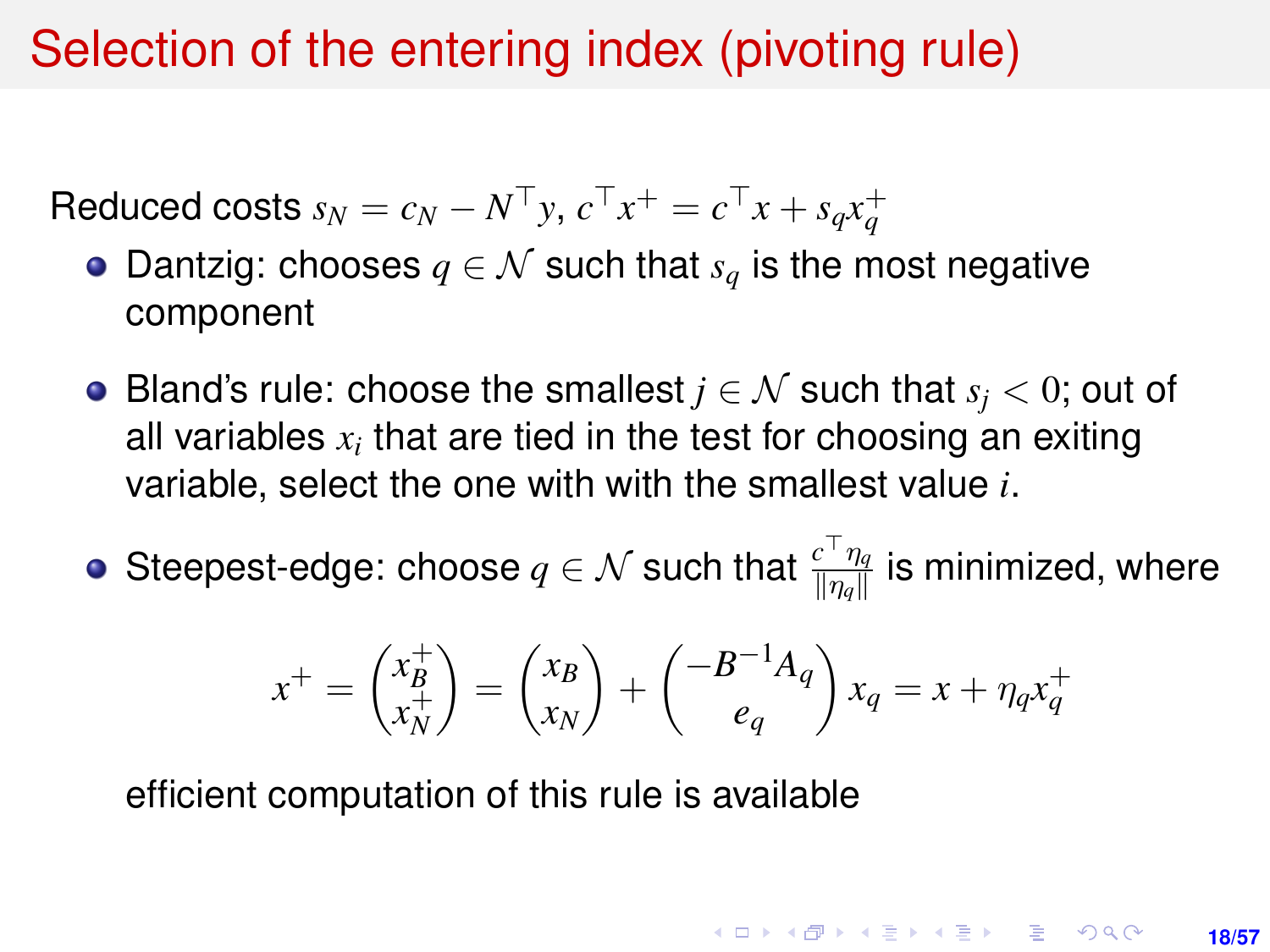# Selection of the entering index (pivoting rule)

Reduced costs $s_N = c_N - N^\top y$, $c^\top x^+ = c^\top x + s_q x_q^+$

- Dantzig: chooses $q \in \mathcal{N}$ such that $s_q$ is the most negative component
- Bland's rule: choose the smallest $j \in \mathcal{N}$ such that $s_j < 0$; out of all variables $x_i$ that are tied in the test for choosing an exiting variable, select the one with with the smallest value $i$.
- Steepest-edge: choose $q \in \mathcal{N}$ such that $\frac{c^\top \eta_q}{\|\eta_q\|}$ is minimized, where

$$x^+ = \begin{pmatrix} x_B^+ \\ x_N^+ \end{pmatrix} = \begin{pmatrix} x_B \\ x_N \end{pmatrix} + \begin{pmatrix} -B^{-1}A_q \\ e_q \end{pmatrix} x_q = x + \eta_q x_q^+$$

  efficient computation of this rule is available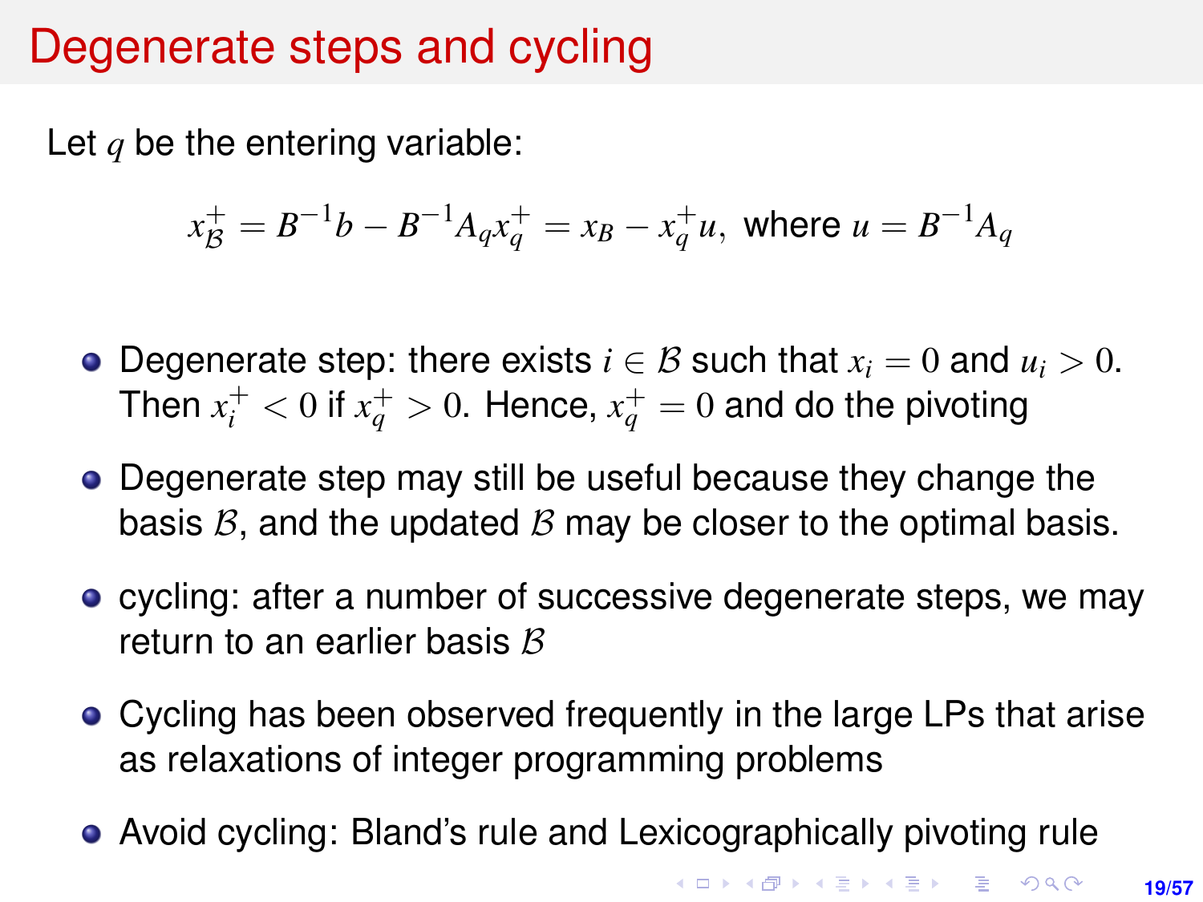# Degenerate steps and cycling

Let $q$ be the entering variable:

$$x_{\mathcal{B}}^{+} = B^{-1}b - B^{-1}A_q x_q^{+} = x_B - x_q^{+}u, \text{ where } u = B^{-1}A_q$$

- Degenerate step: there exists $i \in \mathcal{B}$ such that $x_i = 0$ and $u_i > 0$. Then $x_i^{+} < 0$ if $x_q^{+} > 0$. Hence, $x_q^{+} = 0$ and do the pivoting
- Degenerate step may still be useful because they change the basis $\mathcal{B}$, and the updated $\mathcal{B}$ may be closer to the optimal basis.
- cycling: after a number of successive degenerate steps, we may return to an earlier basis $\mathcal{B}$
- Cycling has been observed frequently in the large LPs that arise as relaxations of integer programming problems
- Avoid cycling: Bland's rule and Lexicographically pivoting rule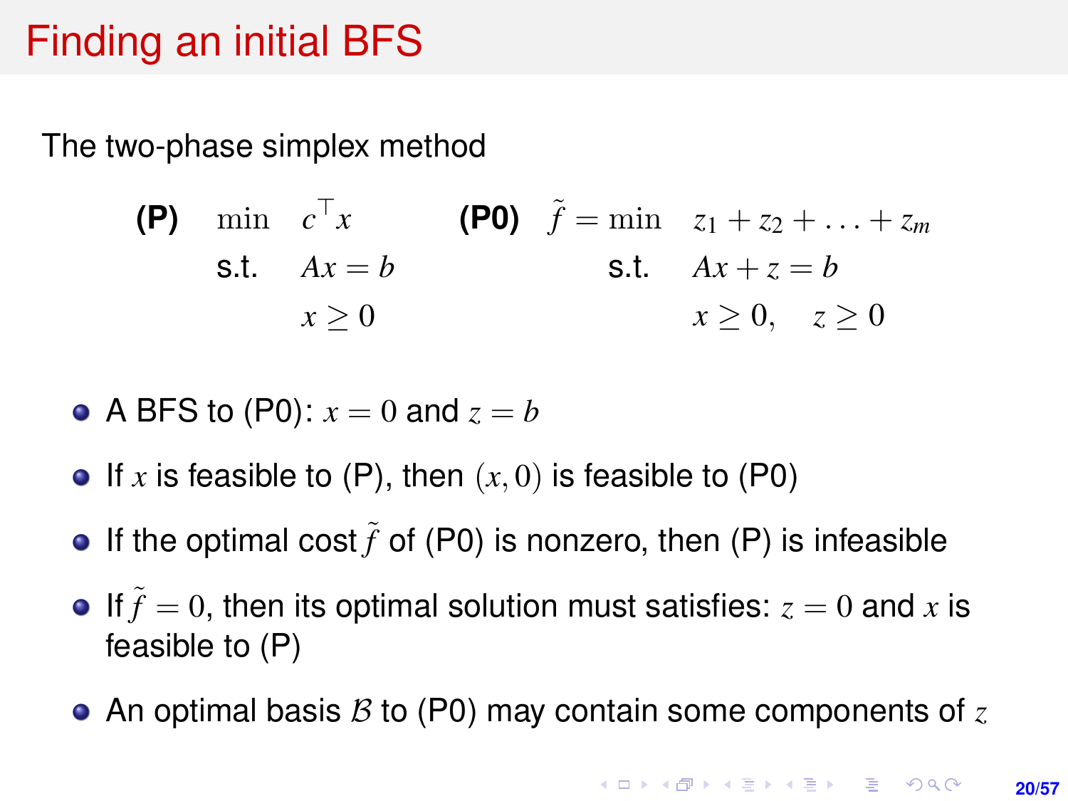# Finding an initial BFS

The two-phase simplex method

$$
\textbf{(P)} \quad \begin{aligned} \min \quad & c^\top x \\ \text{s.t.} \quad & Ax = b \\ & x \geq 0 \end{aligned}
\qquad\qquad
\textbf{(P0)} \quad \begin{aligned} \tilde{f} = \min \quad & z_1 + z_2 + \ldots + z_m \\ \text{s.t.} \quad & Ax + z = b \\ & x \geq 0, \quad z \geq 0 \end{aligned}
$$

- A BFS to (P0): $x = 0$ and $z = b$
- If $x$ is feasible to (P), then $(x, 0)$ is feasible to (P0)
- If the optimal cost $\tilde{f}$ of (P0) is nonzero, then (P) is infeasible
- If $\tilde{f} = 0$, then its optimal solution must satisfies: $z = 0$ and $x$ is feasible to (P)
- An optimal basis $\mathcal{B}$ to (P0) may contain some components of $z$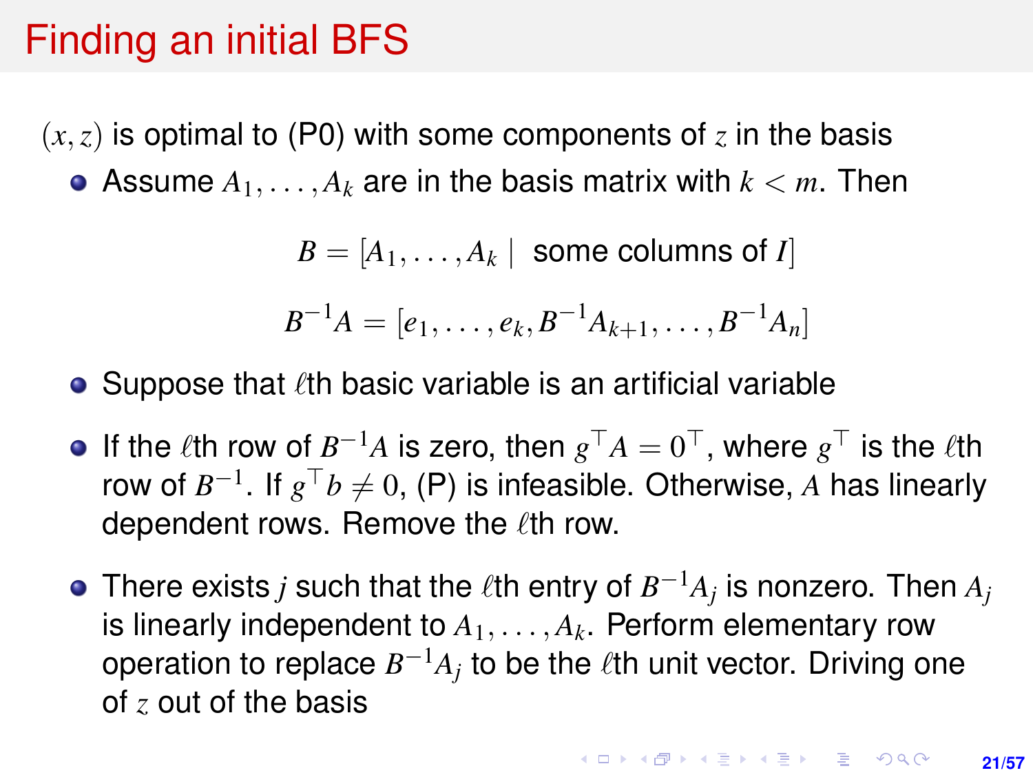# Finding an initial BFS

$(x, z)$ is optimal to (P0) with some components of $z$ in the basis

- Assume $A_1, \ldots, A_k$ are in the basis matrix with $k < m$. Then

$$B = [A_1, \ldots, A_k \mid \text{ some columns of } I]$$

$$B^{-1}A = [e_1, \ldots, e_k, B^{-1}A_{k+1}, \ldots, B^{-1}A_n]$$

- Suppose that $\ell$th basic variable is an artificial variable
- If the $\ell$th row of $B^{-1}A$ is zero, then $g^\top A = 0^\top$, where $g^\top$ is the $\ell$th row of $B^{-1}$. If $g^\top b \neq 0$, (P) is infeasible. Otherwise, $A$ has linearly dependent rows. Remove the $\ell$th row.
- There exists $j$ such that the $\ell$th entry of $B^{-1}A_j$ is nonzero. Then $A_j$ is linearly independent to $A_1, \ldots, A_k$. Perform elementary row operation to replace $B^{-1}A_j$ to be the $\ell$th unit vector. Driving one of $z$ out of the basis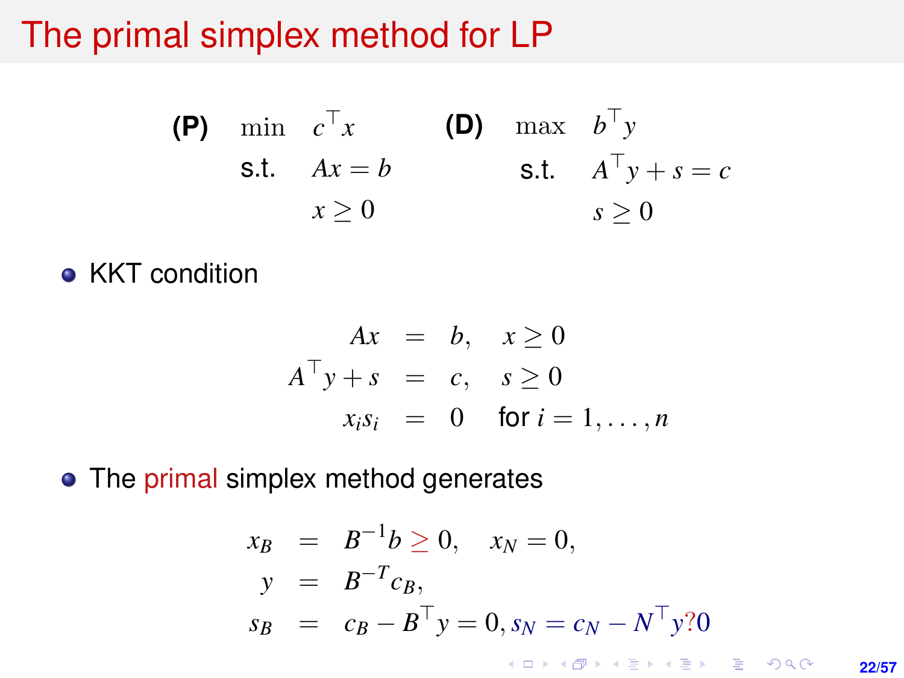# The primal simplex method for LP

$$
\textbf{(P)} \quad \begin{array}{ll} \min & c^\top x \\ \text{s.t.} & Ax = b \\ & x \geq 0 \end{array} \qquad \textbf{(D)} \quad \begin{array}{ll} \max & b^\top y \\ \text{s.t.} & A^\top y + s = c \\ & s \geq 0 \end{array}
$$

- KKT condition

$$
\begin{array}{rcll} Ax & = & b, & x \geq 0 \\ A^\top y + s & = & c, & s \geq 0 \\ x_i s_i & = & 0 & \text{for } i = 1, \dots, n \end{array}
$$

- The primal simplex method generates

$$
\begin{array}{rcl} x_B & = & B^{-1} b \geq 0, \quad x_N = 0, \\ y & = & B^{-T} c_B, \\ s_B & = & c_B - B^\top y = 0, s_N = c_N - N^\top y ? 0 \end{array}
$$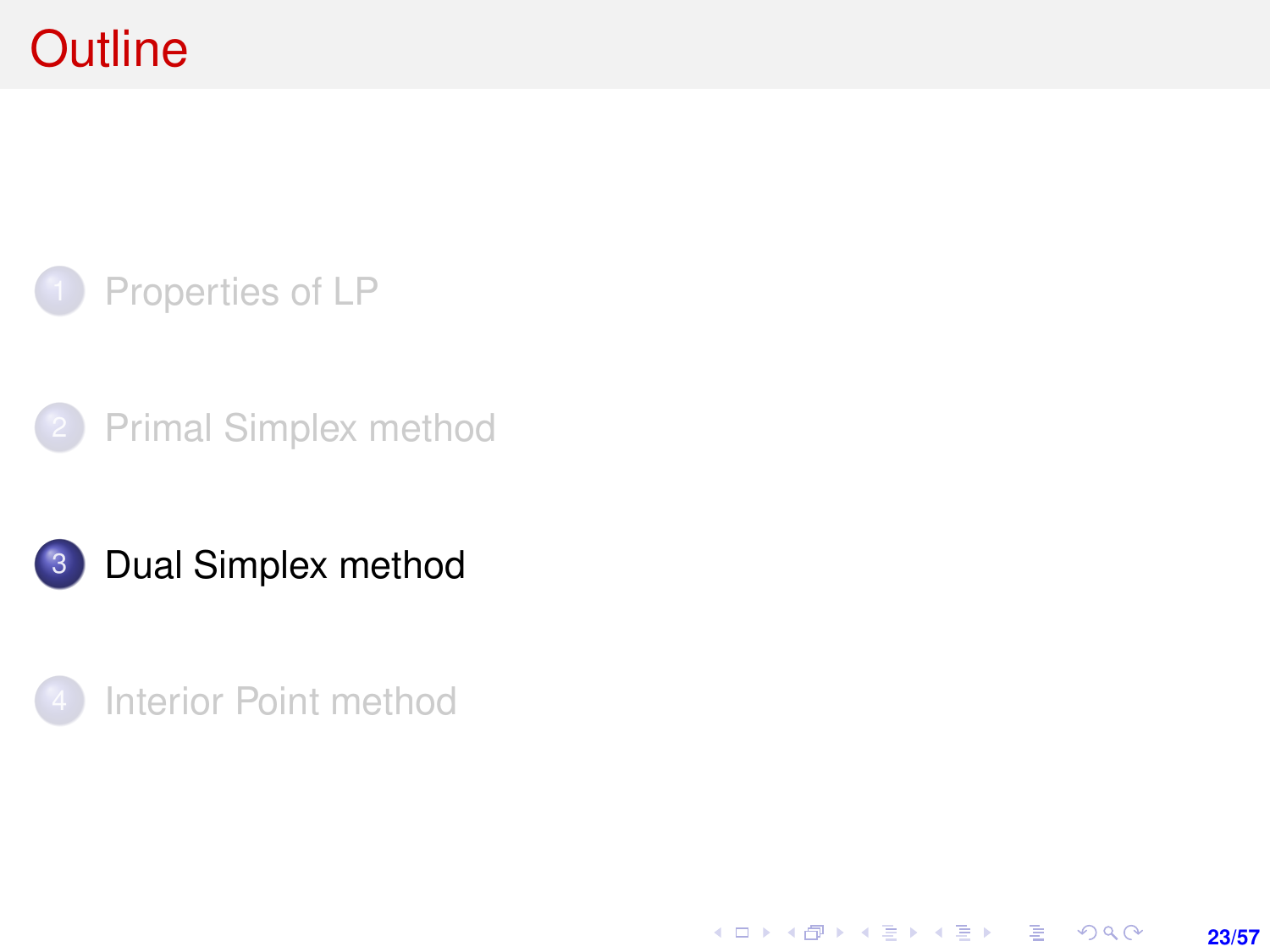# Outline

1. Properties of LP
2. Primal Simplex method
3. Dual Simplex method
4. Interior Point method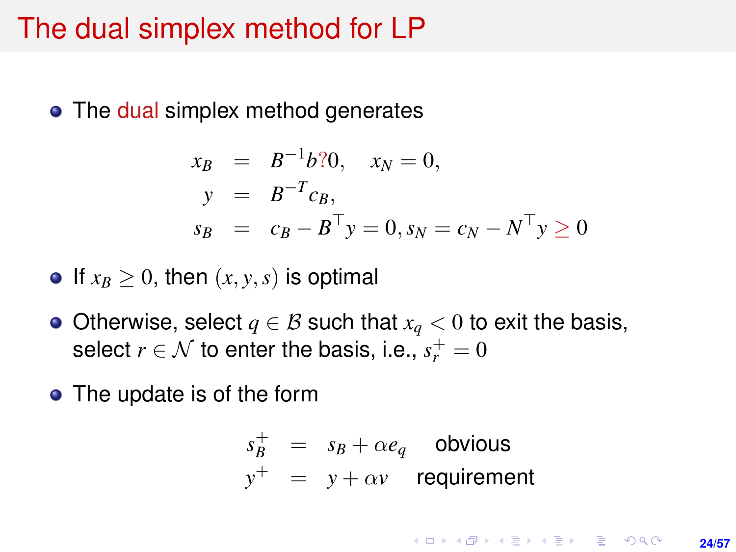# The dual simplex method for LP

- The dual simplex method generates

$$
\begin{aligned}
x_B &= B^{-1}b ? 0, \quad x_N = 0, \\
y &= B^{-T}c_B, \\
s_B &= c_B - B^\top y = 0, s_N = c_N - N^\top y \geq 0
\end{aligned}
$$

- If $x_B \geq 0$, then $(x, y, s)$ is optimal
- Otherwise, select $q \in \mathcal{B}$ such that $x_q < 0$ to exit the basis, select $r \in \mathcal{N}$ to enter the basis, i.e., $s_r^+ = 0$
- The update is of the form

$$
\begin{aligned}
s_B^+ &= s_B + \alpha e_q \quad \text{obvious} \\
y^+ &= y + \alpha v \quad \text{requirement}
\end{aligned}
$$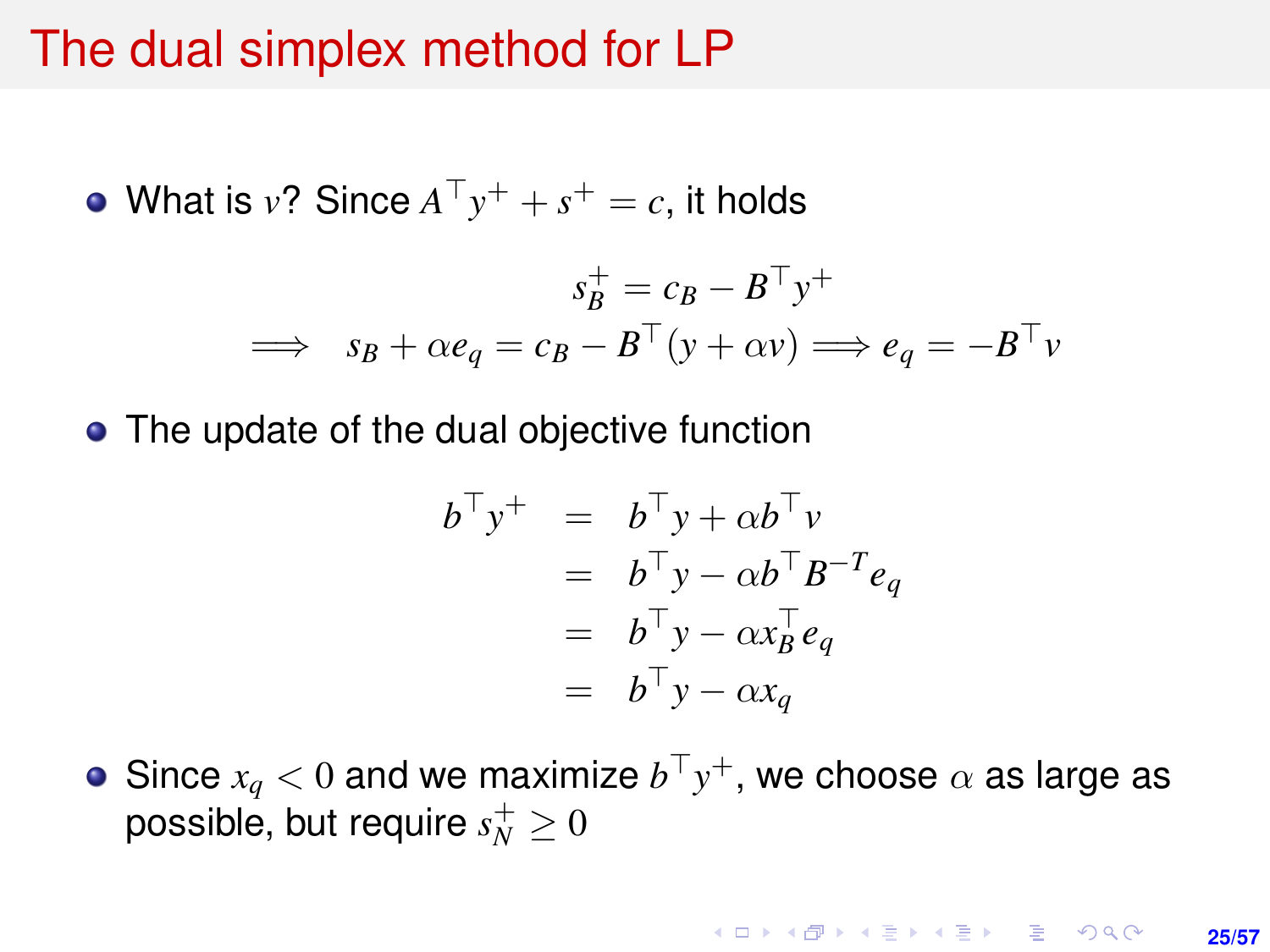# The dual simplex method for LP

- What is $v$? Since $A^\top y^+ + s^+ = c$, it holds

$$
\begin{aligned}
& s_B^+ = c_B - B^\top y^+ \\
\Longrightarrow \quad & s_B + \alpha e_q = c_B - B^\top (y + \alpha v) \Longrightarrow e_q = -B^\top v
\end{aligned}
$$

- The update of the dual objective function

$$
\begin{aligned}
b^\top y^+ &= b^\top y + \alpha b^\top v \\
&= b^\top y - \alpha b^\top B^{-T} e_q \\
&= b^\top y - \alpha x_B^\top e_q \\
&= b^\top y - \alpha x_q
\end{aligned}
$$

- Since $x_q < 0$ and we maximize $b^\top y^+$, we choose $\alpha$ as large as possible, but require $s_N^+ \geq 0$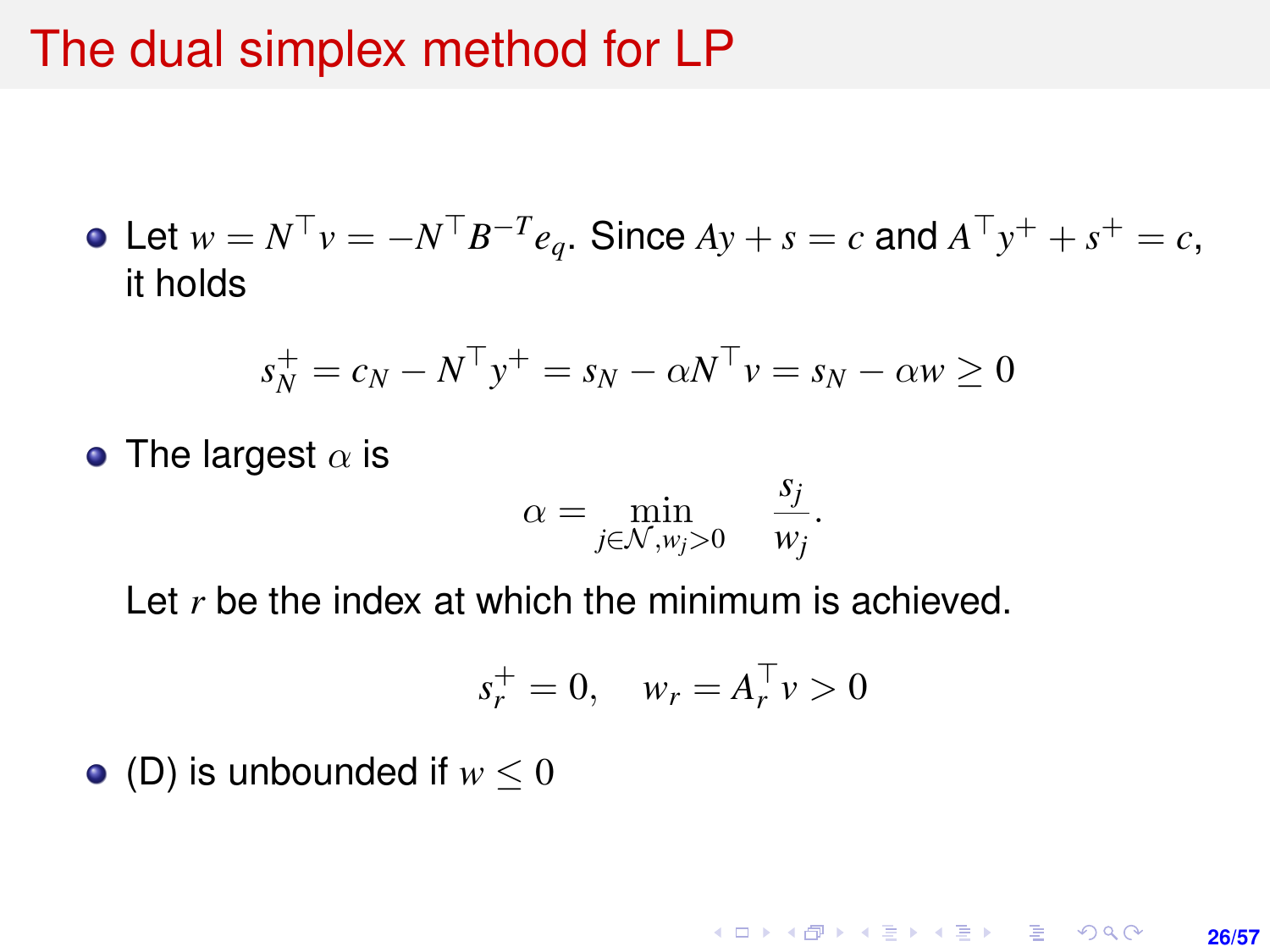# The dual simplex method for LP

- Let $w = N^\top v = -N^\top B^{-T} e_q$. Since $Ay + s = c$ and $A^\top y^+ + s^+ = c$, it holds

$$s_N^+ = c_N - N^\top y^+ = s_N - \alpha N^\top v = s_N - \alpha w \geq 0$$

- The largest $\alpha$ is

$$\alpha = \min_{j \in \mathcal{N}, w_j > 0} \quad \frac{s_j}{w_j}.$$

  Let $r$ be the index at which the minimum is achieved.

$$s_r^+ = 0, \quad w_r = A_r^\top v > 0$$

- (D) is unbounded if $w \leq 0$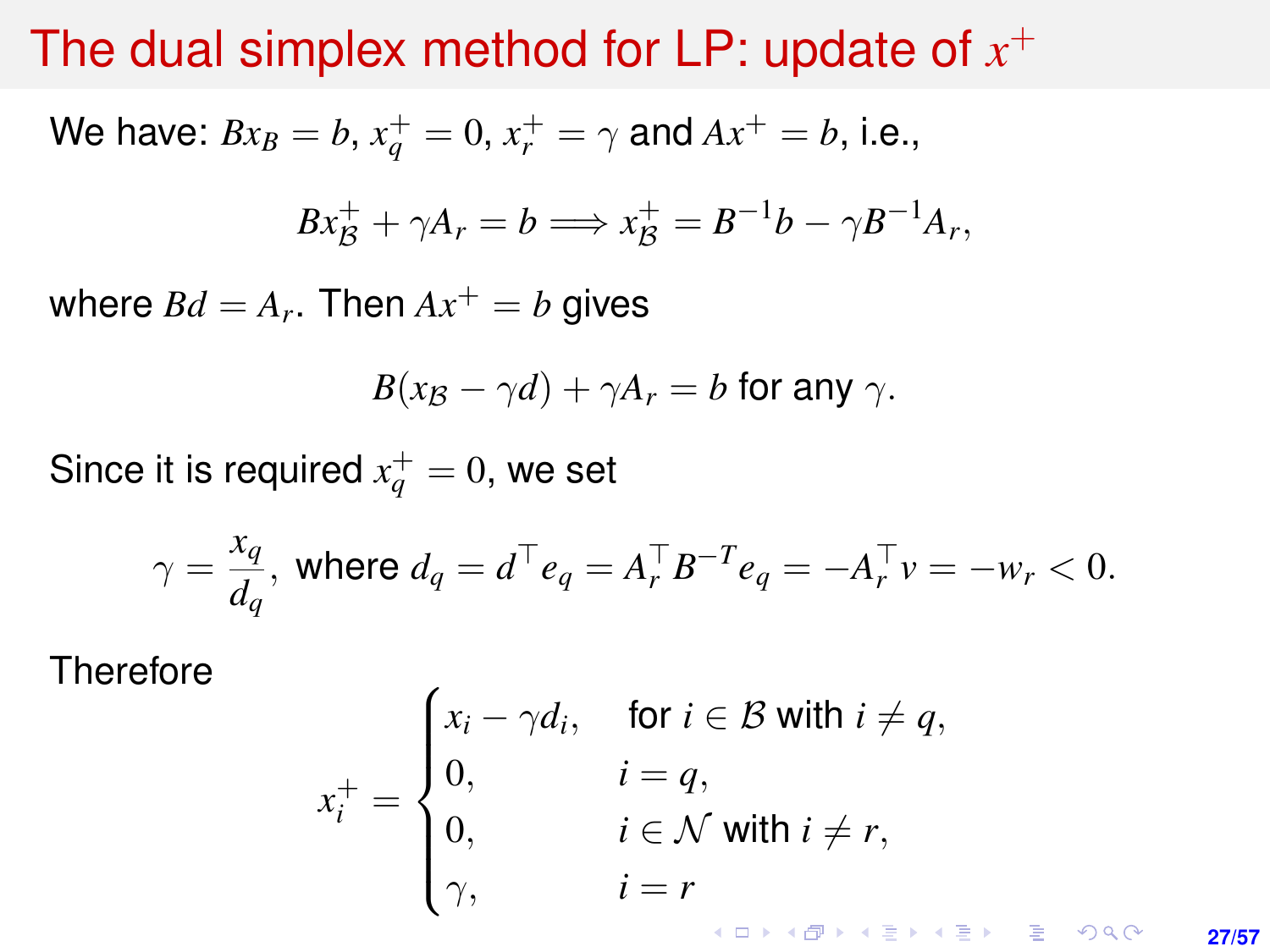# The dual simplex method for LP: update of $x^+$

We have: $Bx_B = b$, $x_q^+ = 0$, $x_r^+ = \gamma$ and $Ax^+ = b$, i.e.,

$$Bx_{\mathcal{B}}^+ + \gamma A_r = b \Longrightarrow x_{\mathcal{B}}^+ = B^{-1}b - \gamma B^{-1}A_r,$$

where $Bd = A_r$. Then $Ax^+ = b$ gives

$$B(x_{\mathcal{B}} - \gamma d) + \gamma A_r = b \text{ for any } \gamma.$$

Since it is required $x_q^+ = 0$, we set

$$\gamma = \frac{x_q}{d_q}, \text{ where } d_q = d^\top e_q = A_r^\top B^{-T} e_q = -A_r^\top v = -w_r < 0.$$

Therefore

$$x_i^+ = \begin{cases} x_i - \gamma d_i, & \text{for } i \in \mathcal{B} \text{ with } i \neq q, \\ 0, & i = q, \\ 0, & i \in \mathcal{N} \text{ with } i \neq r, \\ \gamma, & i = r \end{cases}$$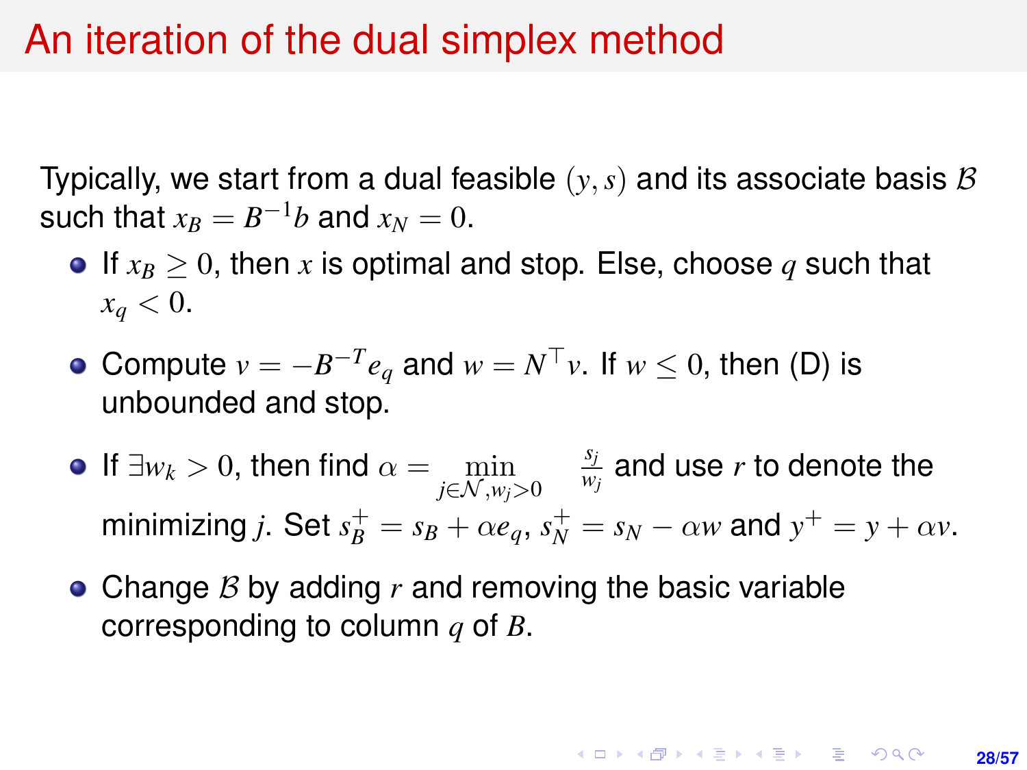# An iteration of the dual simplex method

Typically, we start from a dual feasible $(y, s)$ and its associate basis $\mathcal{B}$ such that $x_B = B^{-1}b$ and $x_N = 0$.

- If $x_B \geq 0$, then $x$ is optimal and stop. Else, choose $q$ such that $x_q < 0$.
- Compute $v = -B^{-T}e_q$ and $w = N^\top v$. If $w \leq 0$, then (D) is unbounded and stop.
- If $\exists w_k > 0$, then find $\alpha = \min\limits_{j \in \mathcal{N}, w_j > 0} \frac{s_j}{w_j}$ and use $r$ to denote the minimizing $j$. Set $s_B^+ = s_B + \alpha e_q$, $s_N^+ = s_N - \alpha w$ and $y^+ = y + \alpha v$.
- Change $\mathcal{B}$ by adding $r$ and removing the basic variable corresponding to column $q$ of $B$.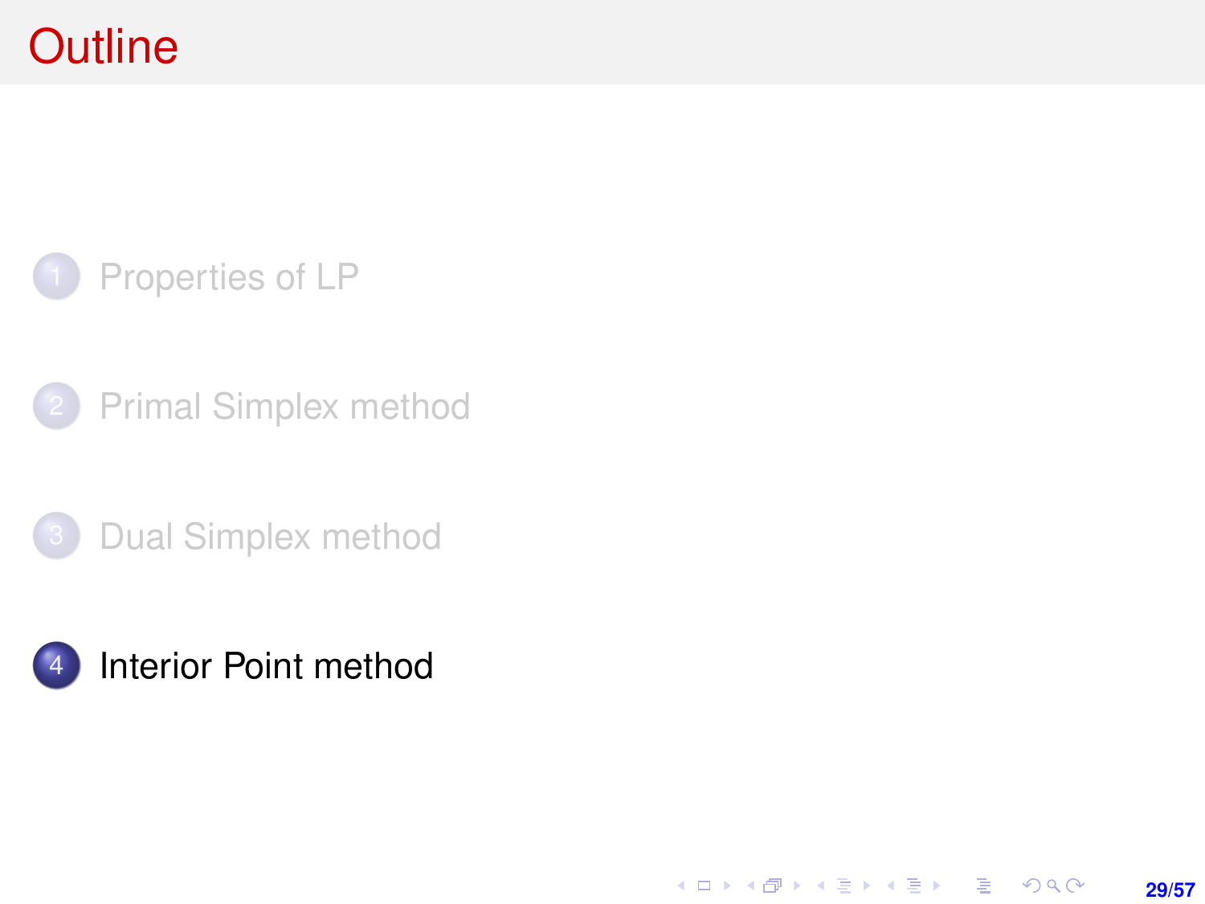# Outline

1. Properties of LP
2. Primal Simplex method
3. Dual Simplex method
4. Interior Point method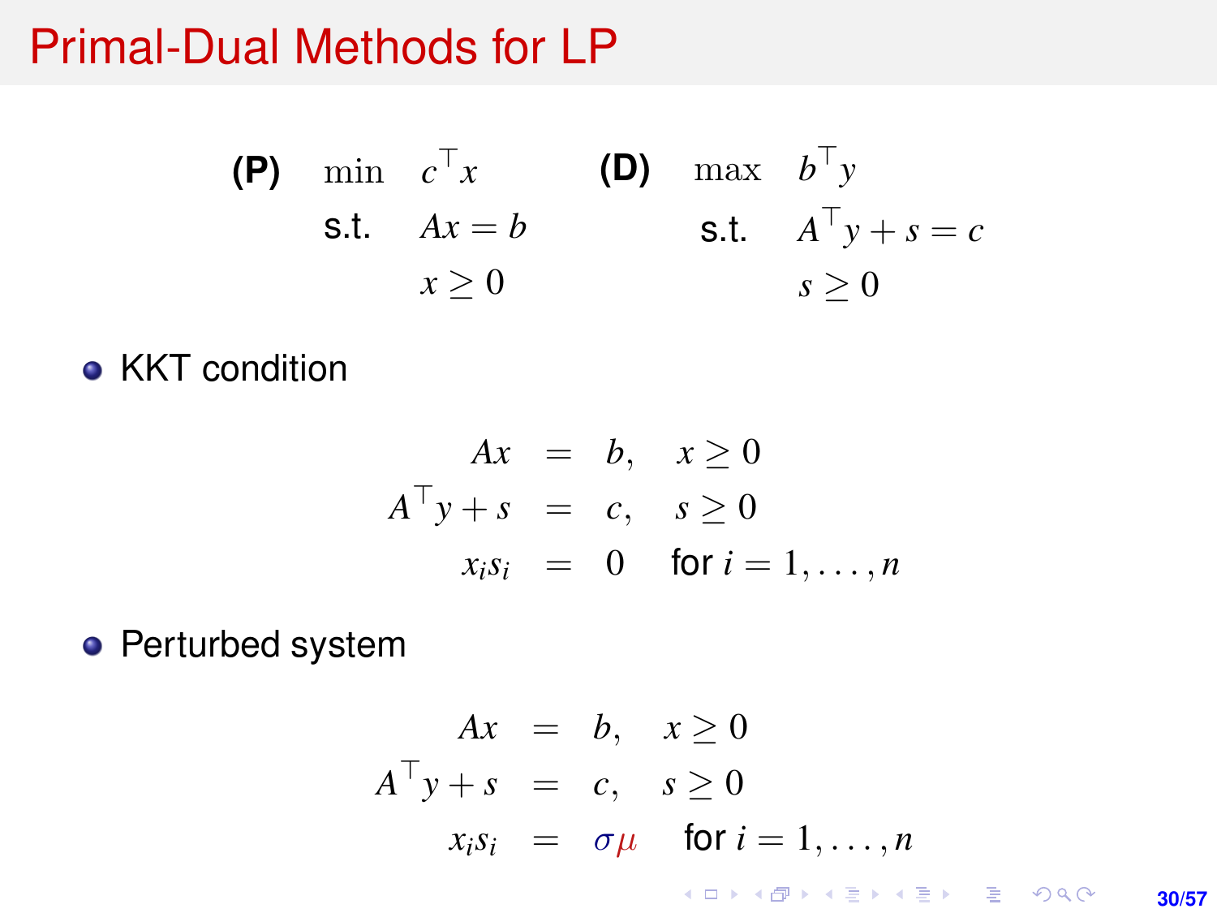# Primal-Dual Methods for LP

$$
\textbf{(P)} \quad \begin{array}{ll} \min & c^\top x \\ \text{s.t.} & Ax = b \\ & x \geq 0 \end{array} \qquad \textbf{(D)} \quad \begin{array}{ll} \max & b^\top y \\ \text{s.t.} & A^\top y + s = c \\ & s \geq 0 \end{array}
$$

- KKT condition

$$
\begin{aligned}
Ax &= b, \quad x \geq 0 \\
A^\top y + s &= c, \quad s \geq 0 \\
x_i s_i &= 0 \quad \text{for } i = 1, \ldots, n
\end{aligned}
$$

- Perturbed system

$$
\begin{aligned}
Ax &= b, \quad x \geq 0 \\
A^\top y + s &= c, \quad s \geq 0 \\
x_i s_i &= \sigma \mu \quad \text{for } i = 1, \ldots, n
\end{aligned}
$$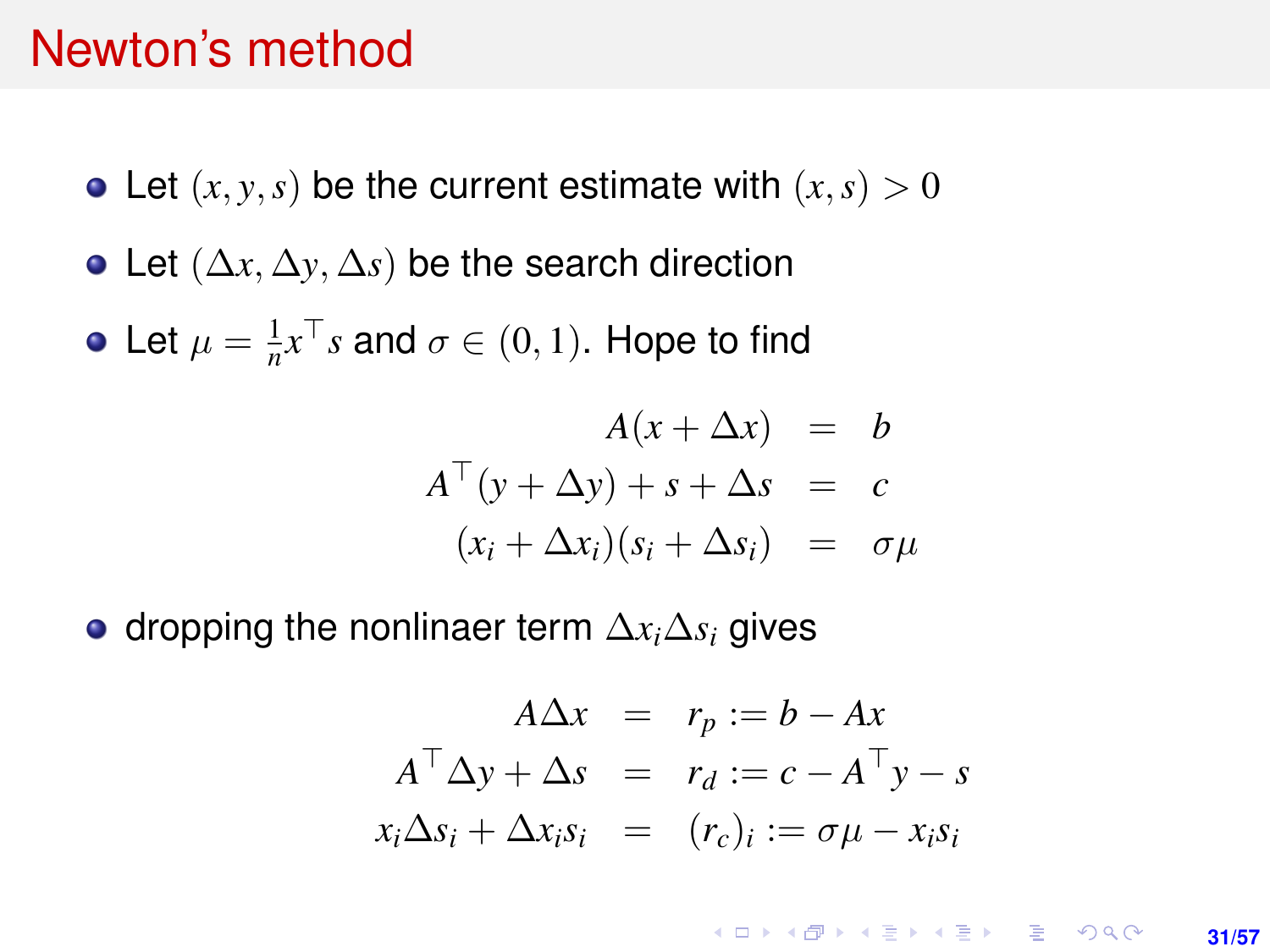# Newton's method

- Let $(x, y, s)$ be the current estimate with $(x, s) > 0$
- Let $(\Delta x, \Delta y, \Delta s)$ be the search direction
- Let $\mu = \frac{1}{n} x^\top s$ and $\sigma \in (0, 1)$. Hope to find

$$
\begin{aligned}
A(x + \Delta x) &= b \\
A^\top (y + \Delta y) + s + \Delta s &= c \\
(x_i + \Delta x_i)(s_i + \Delta s_i) &= \sigma \mu
\end{aligned}
$$

- dropping the nonlinaer term $\Delta x_i \Delta s_i$ gives

$$
\begin{aligned}
A \Delta x &= r_p := b - Ax \\
A^\top \Delta y + \Delta s &= r_d := c - A^\top y - s \\
x_i \Delta s_i + \Delta x_i s_i &= (r_c)_i := \sigma \mu - x_i s_i
\end{aligned}
$$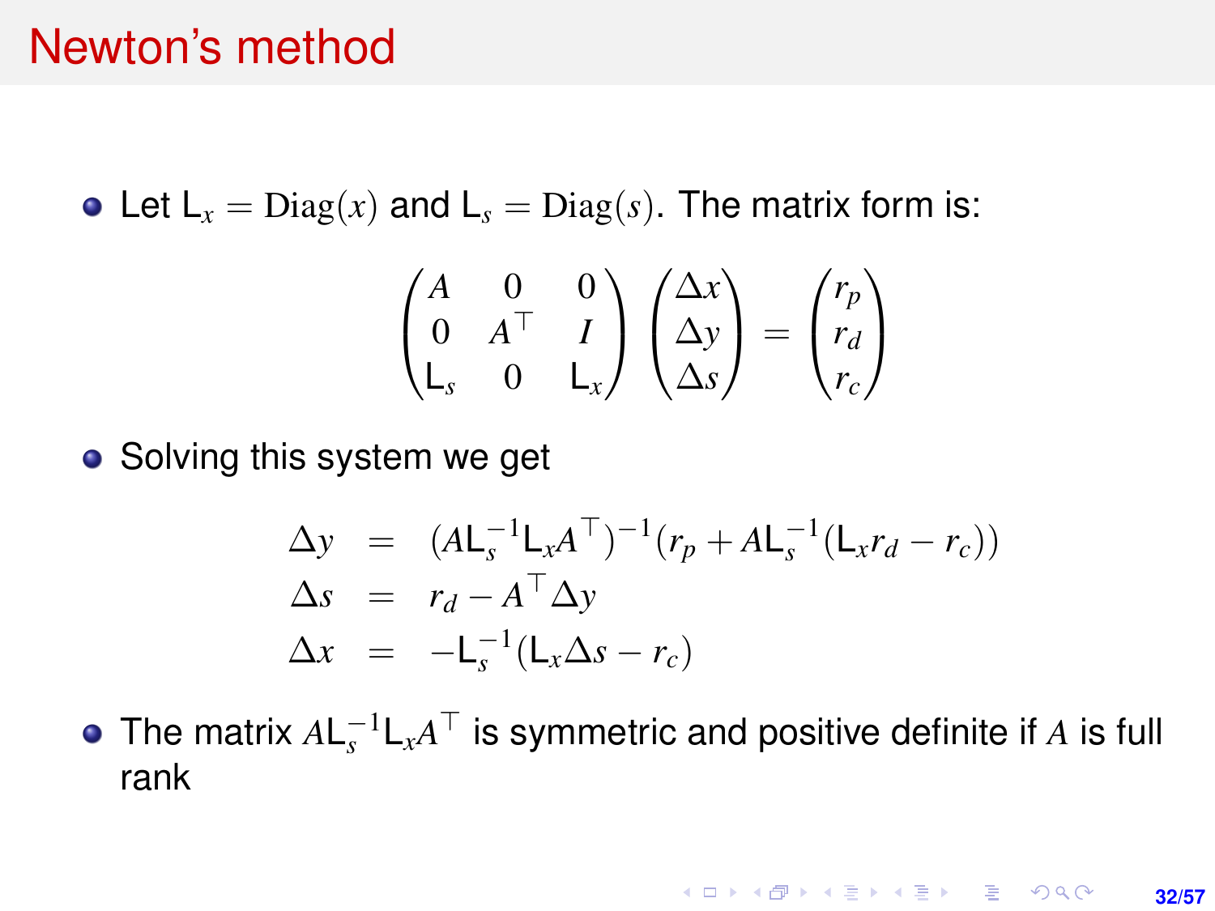# Newton's method

- Let $\mathsf{L}_x = \mathrm{Diag}(x)$ and $\mathsf{L}_s = \mathrm{Diag}(s)$. The matrix form is:

$$\begin{pmatrix} A & 0 & 0 \\ 0 & A^\top & I \\ \mathsf{L}_s & 0 & \mathsf{L}_x \end{pmatrix} \begin{pmatrix} \Delta x \\ \Delta y \\ \Delta s \end{pmatrix} = \begin{pmatrix} r_p \\ r_d \\ r_c \end{pmatrix}$$

- Solving this system we get

$$\begin{aligned} \Delta y &= (A\mathsf{L}_s^{-1}\mathsf{L}_x A^\top)^{-1}(r_p + A\mathsf{L}_s^{-1}(\mathsf{L}_x r_d - r_c)) \\ \Delta s &= r_d - A^\top \Delta y \\ \Delta x &= -\mathsf{L}_s^{-1}(\mathsf{L}_x \Delta s - r_c) \end{aligned}$$

- The matrix $A\mathsf{L}_s^{-1}\mathsf{L}_x A^\top$ is symmetric and positive definite if $A$ is full rank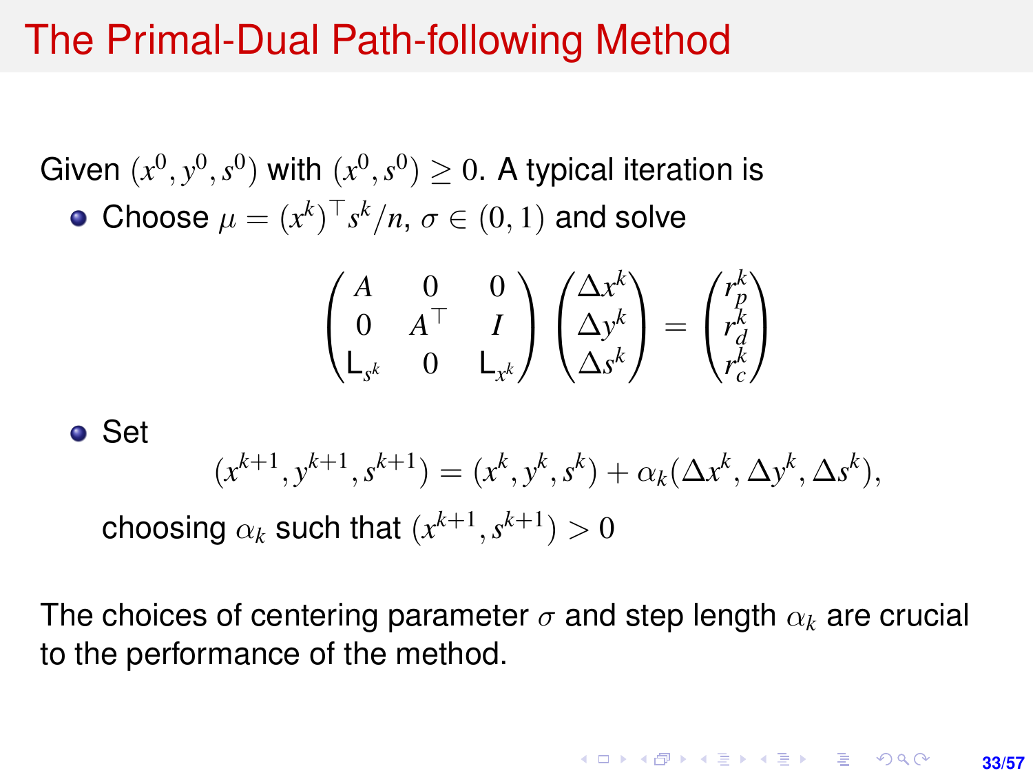# The Primal-Dual Path-following Method

Given $(x^0, y^0, s^0)$ with $(x^0, s^0) \geq 0$. A typical iteration is

- Choose $\mu = (x^k)^\top s^k / n$, $\sigma \in (0, 1)$ and solve

$$\begin{pmatrix} A & 0 & 0 \\ 0 & A^\top & I \\ \mathsf{L}_{s^k} & 0 & \mathsf{L}_{x^k} \end{pmatrix} \begin{pmatrix} \Delta x^k \\ \Delta y^k \\ \Delta s^k \end{pmatrix} = \begin{pmatrix} r_p^k \\ r_d^k \\ r_c^k \end{pmatrix}$$

- Set

$$(x^{k+1}, y^{k+1}, s^{k+1}) = (x^k, y^k, s^k) + \alpha_k (\Delta x^k, \Delta y^k, \Delta s^k),$$

  choosing $\alpha_k$ such that $(x^{k+1}, s^{k+1}) > 0$

The choices of centering parameter $\sigma$ and step length $\alpha_k$ are crucial to the performance of the method.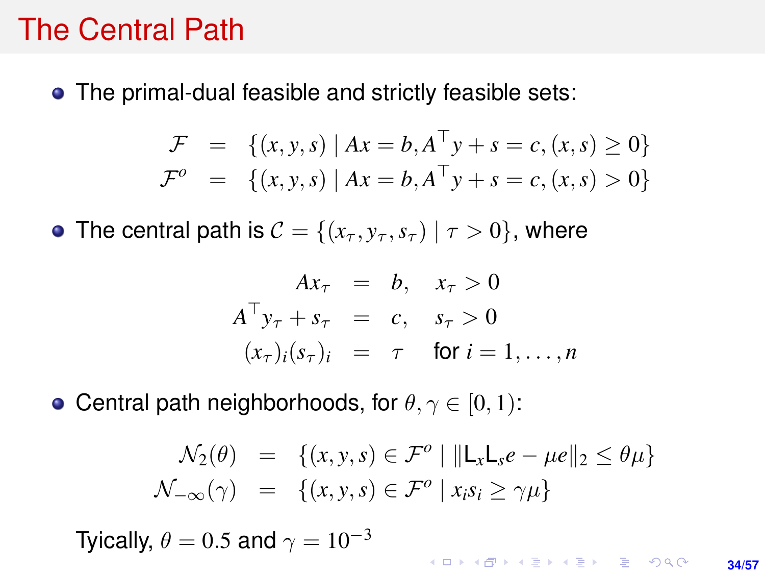# The Central Path

- The primal-dual feasible and strictly feasible sets:

$$
\begin{aligned}
\mathcal{F} &= \{(x, y, s) \mid Ax = b, A^\top y + s = c, (x, s) \geq 0\} \\
\mathcal{F}^o &= \{(x, y, s) \mid Ax = b, A^\top y + s = c, (x, s) > 0\}
\end{aligned}
$$

- The central path is $\mathcal{C} = \{(x_\tau, y_\tau, s_\tau) \mid \tau > 0\}$, where

$$
\begin{aligned}
Ax_\tau &= b, \quad x_\tau > 0 \\
A^\top y_\tau + s_\tau &= c, \quad s_\tau > 0 \\
(x_\tau)_i (s_\tau)_i &= \tau \quad \text{for } i = 1, \ldots, n
\end{aligned}
$$

- Central path neighborhoods, for $\theta, \gamma \in [0, 1)$:

$$
\begin{aligned}
\mathcal{N}_2(\theta) &= \{(x, y, s) \in \mathcal{F}^o \mid \|\mathsf{L}_x \mathsf{L}_s e - \mu e\|_2 \leq \theta \mu\} \\
\mathcal{N}_{-\infty}(\gamma) &= \{(x, y, s) \in \mathcal{F}^o \mid x_i s_i \geq \gamma \mu\}
\end{aligned}
$$

Tyically, $\theta = 0.5$ and $\gamma = 10^{-3}$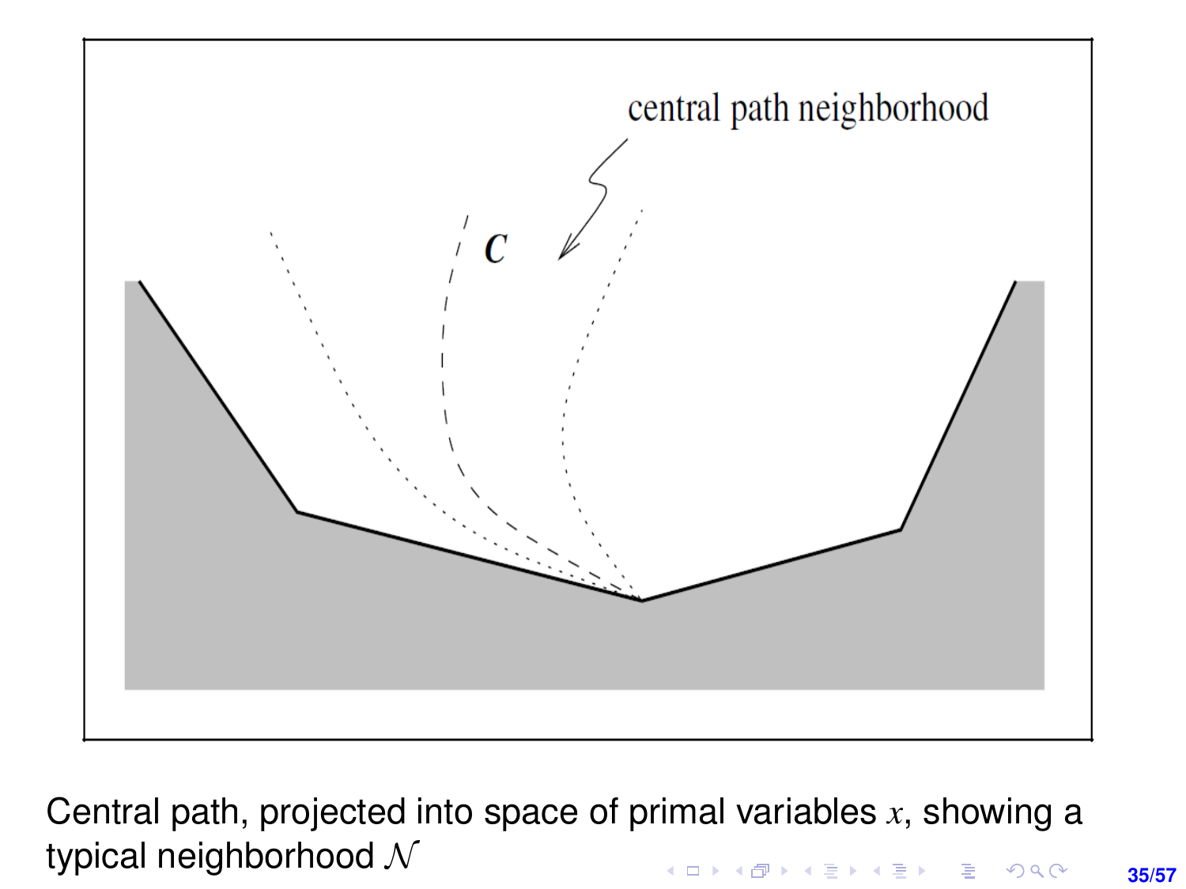central path neighborhood

$C$

Central path, projected into space of primal variables $x$, showing a typical neighborhood $\mathcal{N}$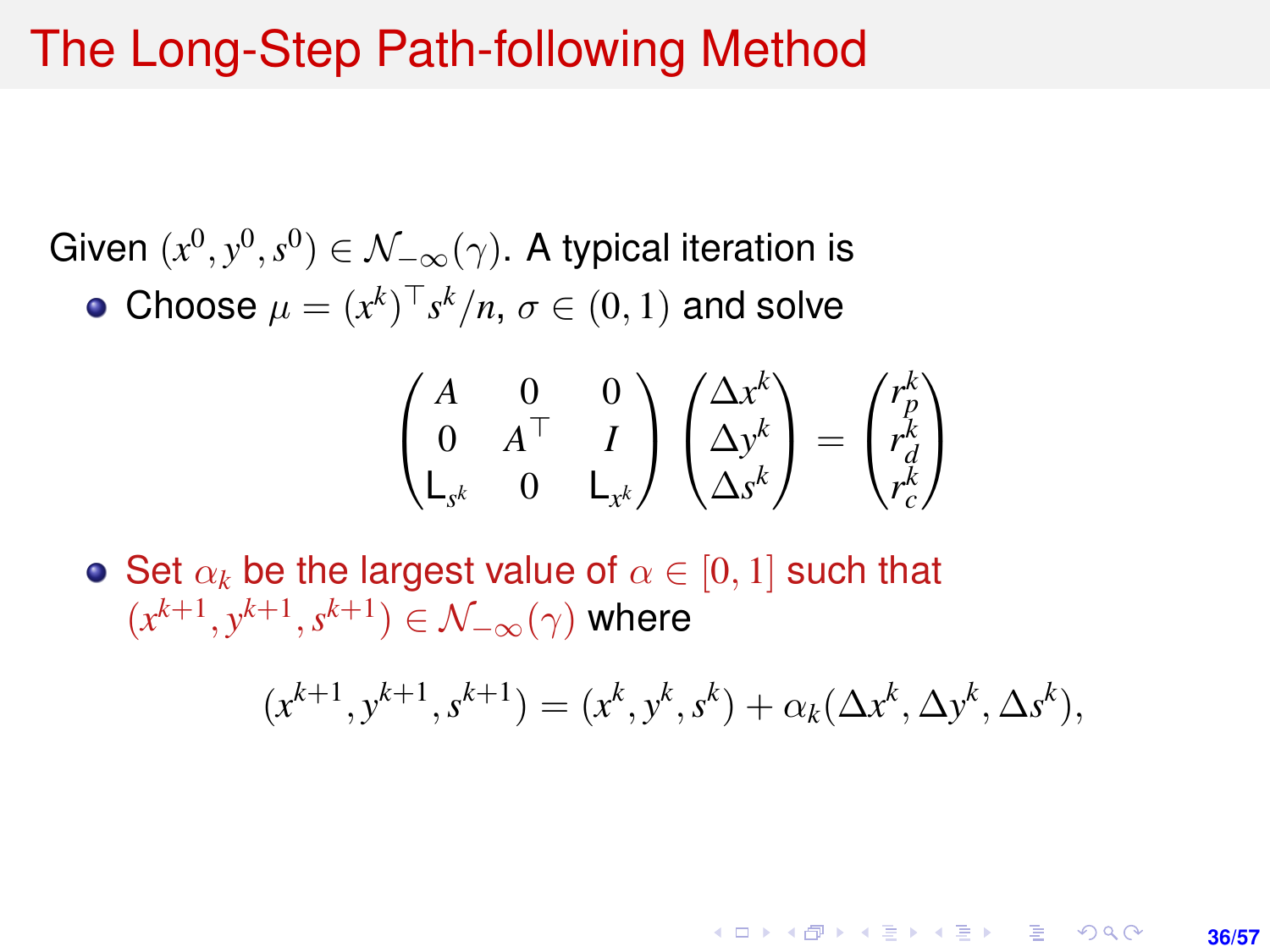# The Long-Step Path-following Method

Given $(x^0, y^0, s^0) \in \mathcal{N}_{-\infty}(\gamma)$. A typical iteration is

- Choose $\mu = (x^k)^\top s^k / n$, $\sigma \in (0, 1)$ and solve

$$
\begin{pmatrix} A & 0 & 0 \\ 0 & A^\top & I \\ \mathsf{L}_{s^k} & 0 & \mathsf{L}_{x^k} \end{pmatrix}
\begin{pmatrix} \Delta x^k \\ \Delta y^k \\ \Delta s^k \end{pmatrix}
=
\begin{pmatrix} r_p^k \\ r_d^k \\ r_c^k \end{pmatrix}
$$

- Set $\alpha_k$ be the largest value of $\alpha \in [0, 1]$ such that $(x^{k+1}, y^{k+1}, s^{k+1}) \in \mathcal{N}_{-\infty}(\gamma)$ where

$$
(x^{k+1}, y^{k+1}, s^{k+1}) = (x^k, y^k, s^k) + \alpha_k (\Delta x^k, \Delta y^k, \Delta s^k),
$$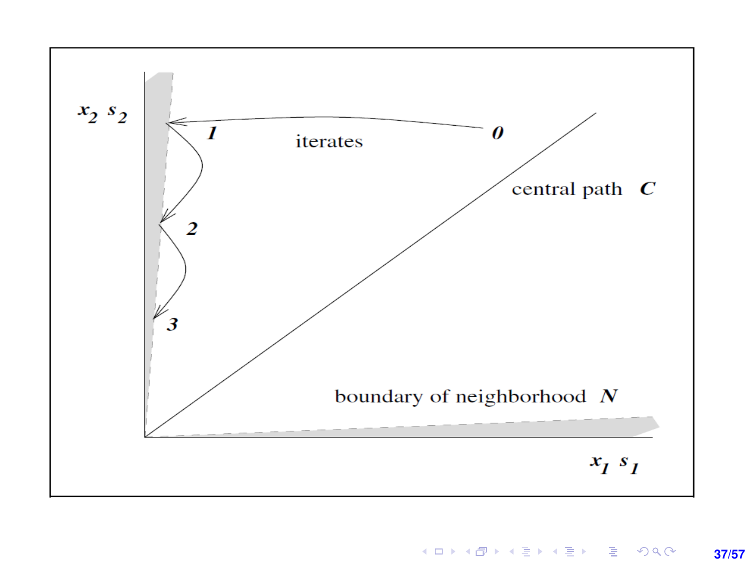$x_2 \; s_2$

iterates

0

1

2

3

central path $\mathcal{C}$

boundary of neighborhood $\mathcal{N}$

$x_1 \; s_1$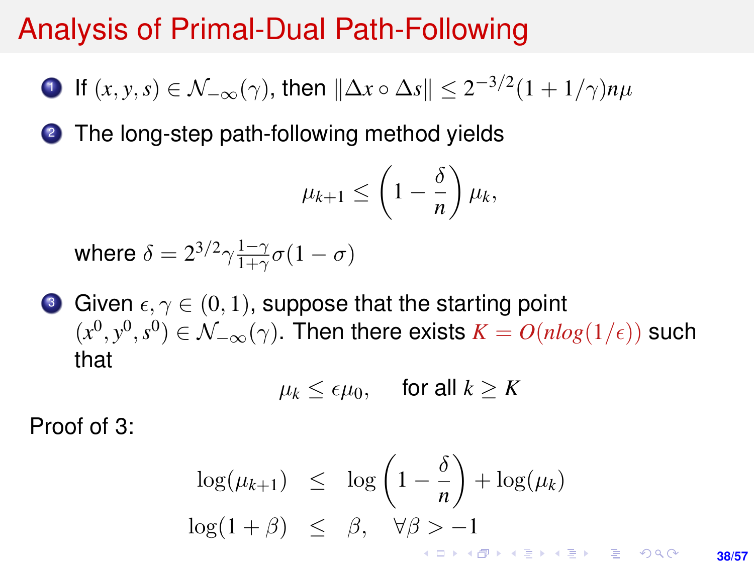# Analysis of Primal-Dual Path-Following

1. If $(x, y, s) \in \mathcal{N}_{-\infty}(\gamma)$, then $\|\Delta x \circ \Delta s\| \leq 2^{-3/2}(1 + 1/\gamma)n\mu$

2. The long-step path-following method yields

$$\mu_{k+1} \leq \left(1 - \frac{\delta}{n}\right)\mu_k,$$

   where $\delta = 2^{3/2}\gamma\frac{1-\gamma}{1+\gamma}\sigma(1-\sigma)$

3. Given $\epsilon, \gamma \in (0, 1)$, suppose that the starting point $(x^0, y^0, s^0) \in \mathcal{N}_{-\infty}(\gamma)$. Then there exists $K = O(n log(1/\epsilon))$ such that

$$\mu_k \leq \epsilon\mu_0, \quad \text{for all } k \geq K$$

Proof of 3:

$$\begin{aligned}
\log(\mu_{k+1}) &\leq \log\left(1 - \frac{\delta}{n}\right) + \log(\mu_k) \\
\log(1 + \beta) &\leq \beta, \quad \forall \beta > -1
\end{aligned}$$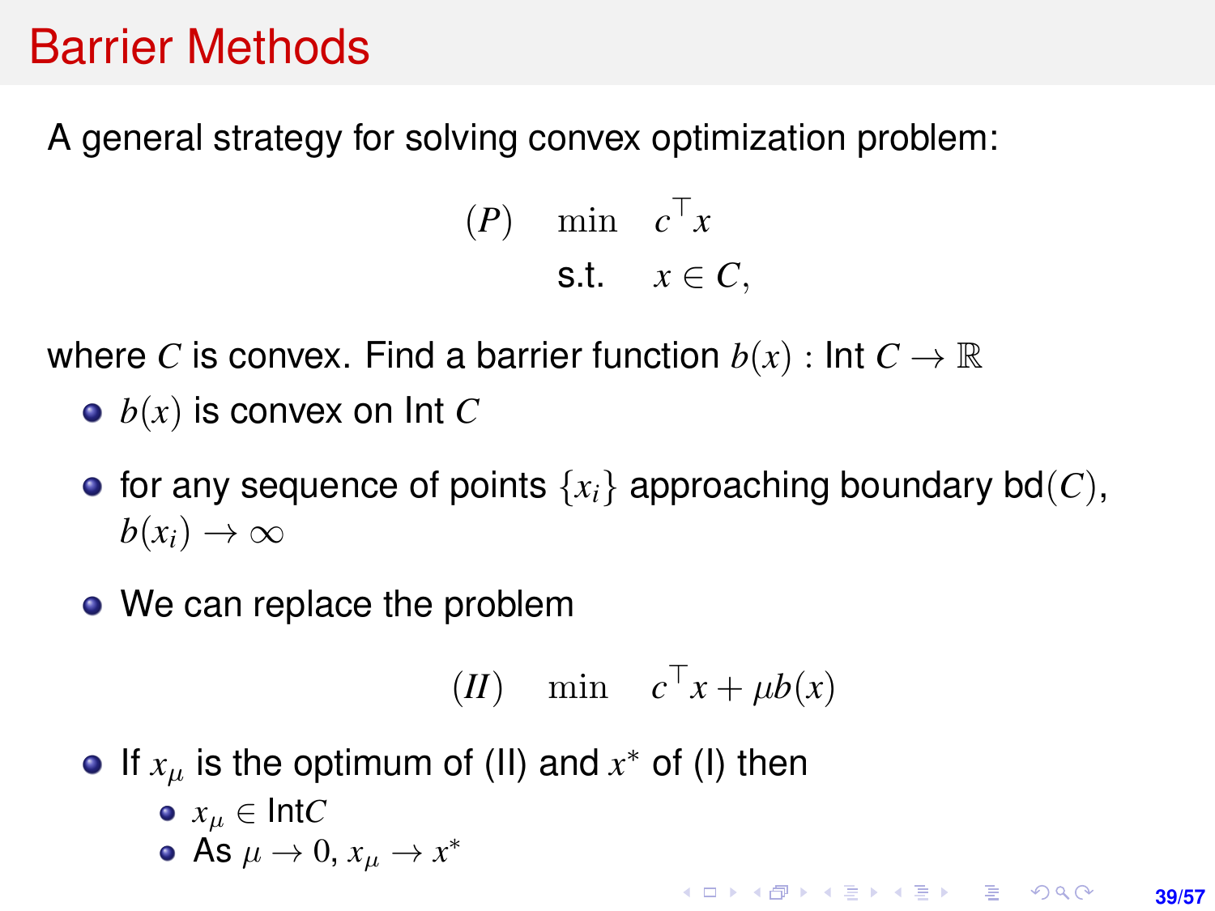# Barrier Methods

A general strategy for solving convex optimization problem:

$$
\begin{aligned}
(P) \quad & \min \quad c^\top x \\
& \text{s.t.} \quad x \in C,
\end{aligned}
$$

where $C$ is convex. Find a barrier function $b(x)$ : Int $C \to \mathbb{R}$

- $b(x)$ is convex on Int $C$
- for any sequence of points $\{x_i\}$ approaching boundary bd$(C)$, $b(x_i) \to \infty$
- We can replace the problem

$$
(II) \quad \min \quad c^\top x + \mu b(x)
$$

- If $x_\mu$ is the optimum of (II) and $x^*$ of (I) then
  - $x_\mu \in$ Int$C$
  - As $\mu \to 0$, $x_\mu \to x^*$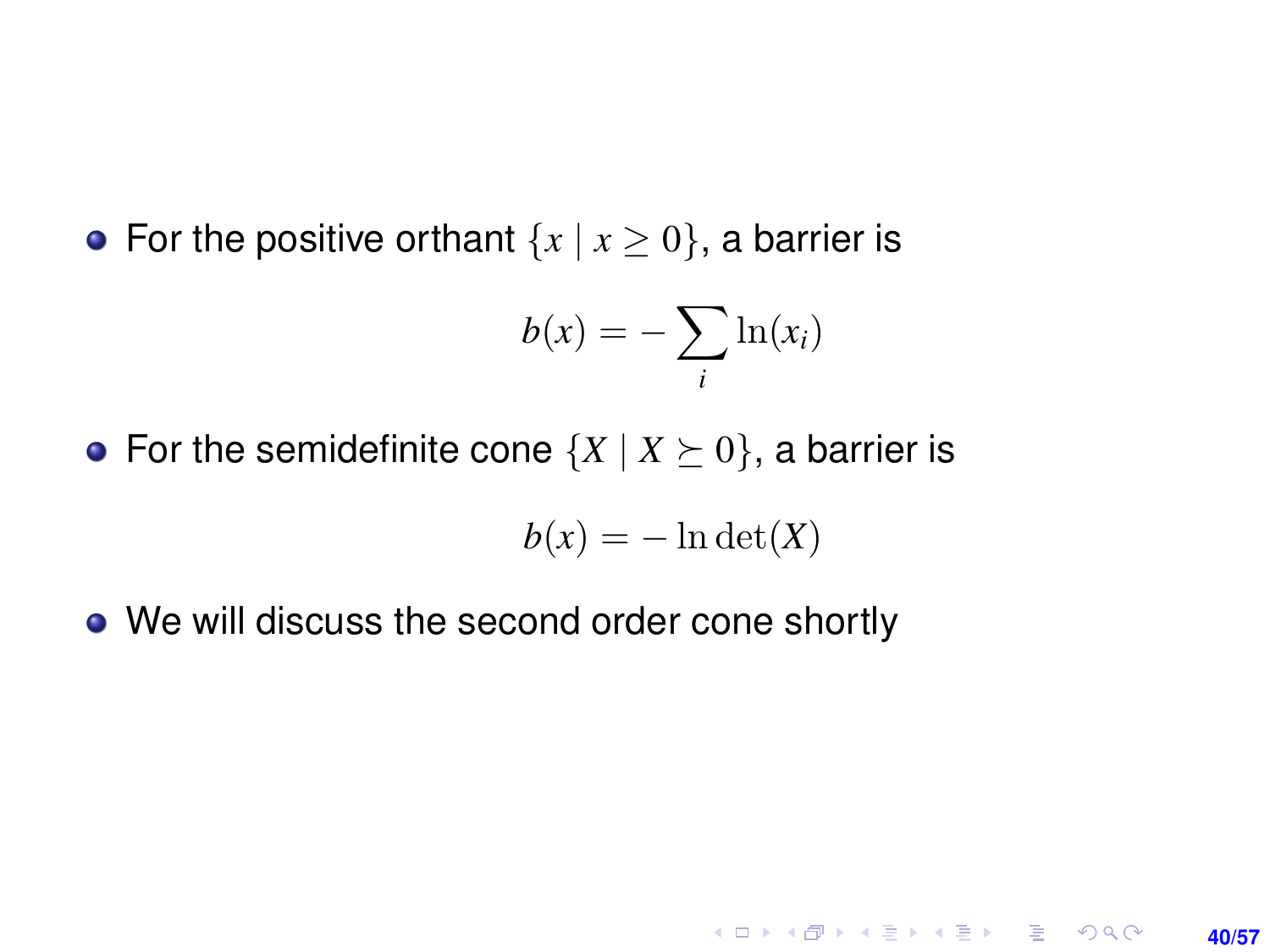- For the positive orthant $\{x \mid x \geq 0\}$, a barrier is

$$b(x) = -\sum_i \ln(x_i)$$

- For the semidefinite cone $\{X \mid X \succeq 0\}$, a barrier is

$$b(x) = -\ln \det(X)$$

- We will discuss the second order cone shortly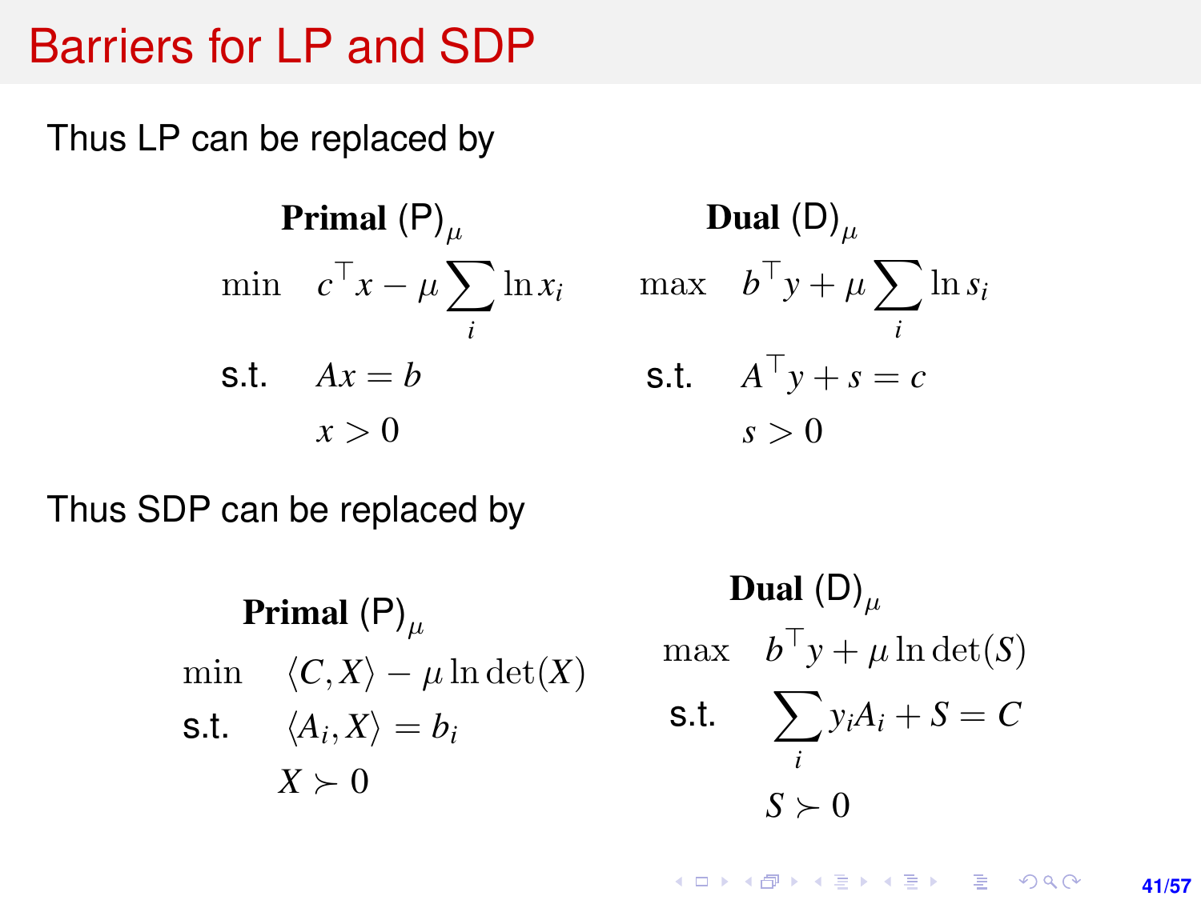# Barriers for LP and SDP

Thus LP can be replaced by

**Primal** $(\mathsf{P})_\mu$

$$
\begin{aligned}
\min \quad & c^\top x - \mu \sum_i \ln x_i \\
\text{s.t.} \quad & Ax = b \\
& x > 0
\end{aligned}
$$

**Dual** $(\mathsf{D})_\mu$

$$
\begin{aligned}
\max \quad & b^\top y + \mu \sum_i \ln s_i \\
\text{s.t.} \quad & A^\top y + s = c \\
& s > 0
\end{aligned}
$$

Thus SDP can be replaced by

**Primal** $(\mathsf{P})_\mu$

$$
\begin{aligned}
\min \quad & \langle C, X \rangle - \mu \ln \det(X) \\
\text{s.t.} \quad & \langle A_i, X \rangle = b_i \\
& X \succ 0
\end{aligned}
$$

**Dual** $(\mathsf{D})_\mu$

$$
\begin{aligned}
\max \quad & b^\top y + \mu \ln \det(S) \\
\text{s.t.} \quad & \sum_i y_i A_i + S = C \\
& S \succ 0
\end{aligned}
$$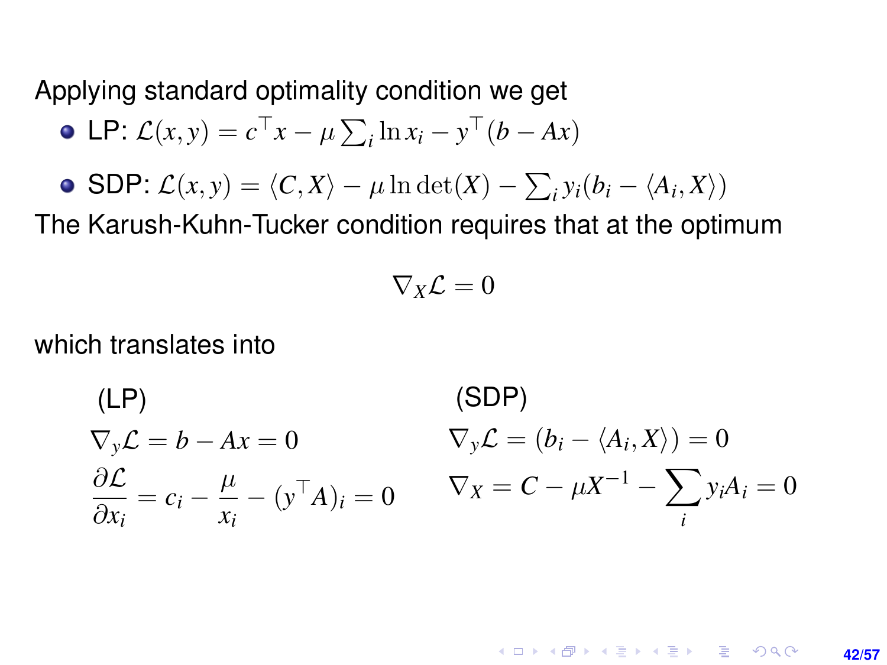Applying standard optimality condition we get

- LP: $\mathcal{L}(x, y) = c^\top x - \mu \sum_i \ln x_i - y^\top (b - Ax)$
- SDP: $\mathcal{L}(x, y) = \langle C, X \rangle - \mu \ln \det(X) - \sum_i y_i (b_i - \langle A_i, X \rangle)$

The Karush-Kuhn-Tucker condition requires that at the optimum

$$\nabla_X \mathcal{L} = 0$$

which translates into

(LP)

$$\nabla_y \mathcal{L} = b - Ax = 0$$

$$\frac{\partial \mathcal{L}}{\partial x_i} = c_i - \frac{\mu}{x_i} - (y^\top A)_i = 0$$

(SDP)

$$\nabla_y \mathcal{L} = (b_i - \langle A_i, X \rangle) = 0$$

$$\nabla_X = C - \mu X^{-1} - \sum_i y_i A_i = 0$$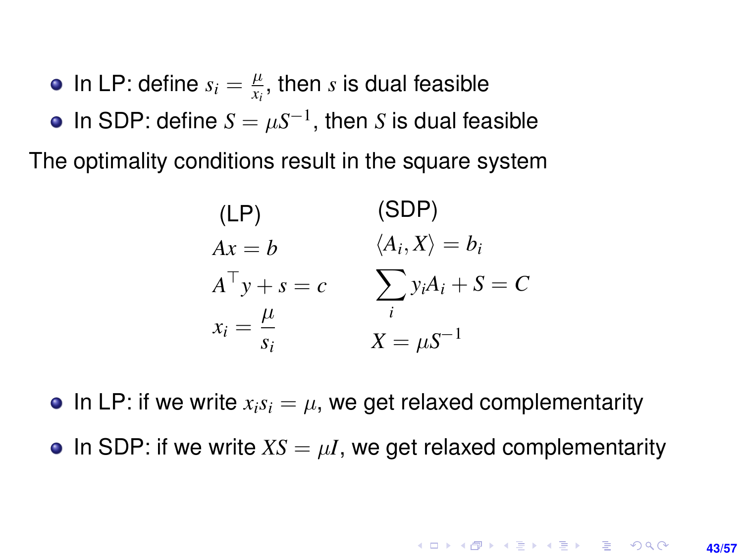- In LP: define $s_i = \frac{\mu}{x_i}$, then $s$ is dual feasible
- In SDP: define $S = \mu S^{-1}$, then $S$ is dual feasible

The optimality conditions result in the square system

| (LP) | (SDP) |
|---|---|
| $Ax = b$ | $\langle A_i, X \rangle = b_i$ |
| $A^\top y + s = c$ | $\sum_i y_i A_i + S = C$ |
| $x_i = \dfrac{\mu}{s_i}$ | $X = \mu S^{-1}$ |

- In LP: if we write $x_i s_i = \mu$, we get relaxed complementarity
- In SDP: if we write $XS = \mu I$, we get relaxed complementarity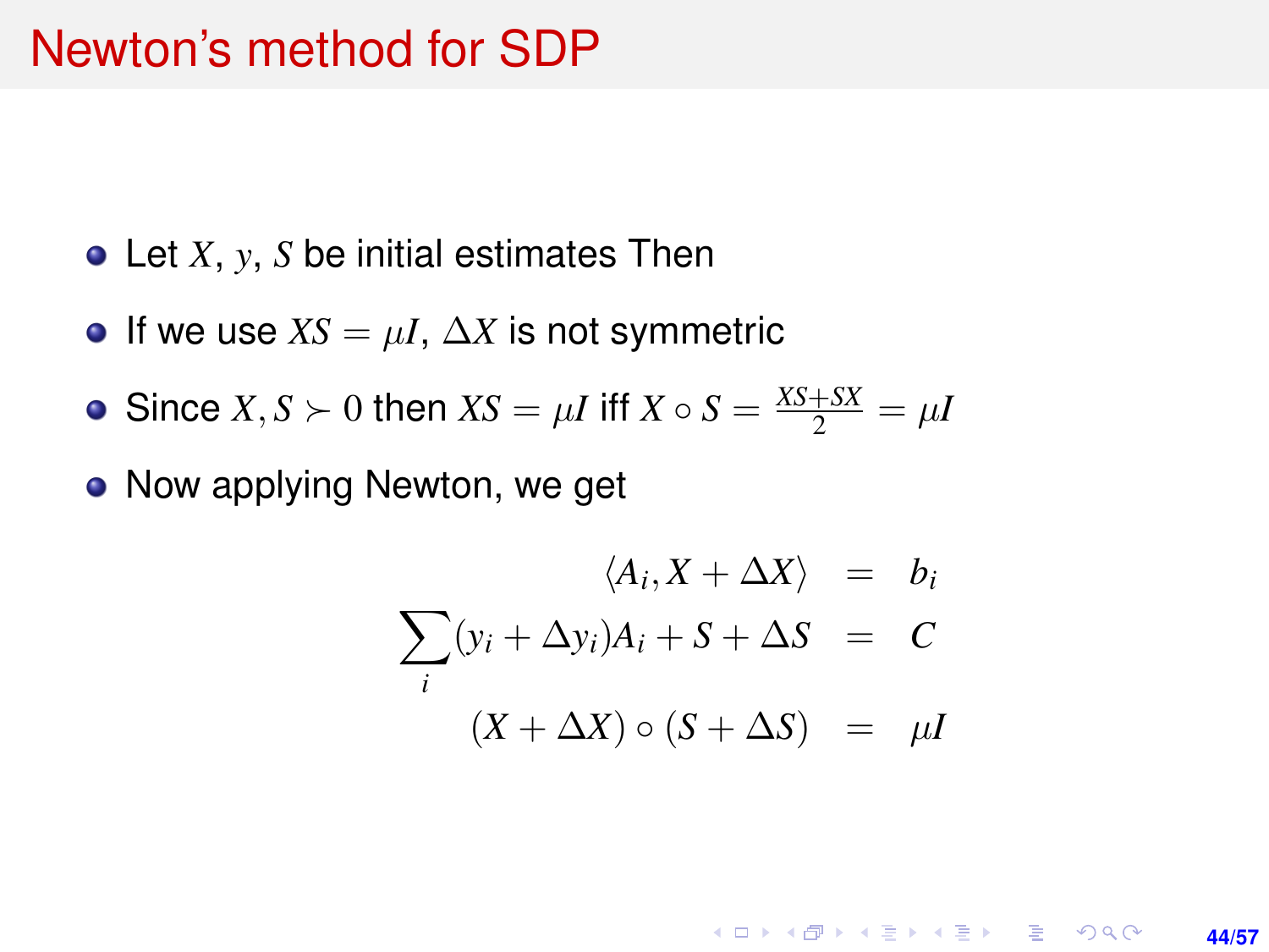# Newton's method for SDP

- Let $X$, $y$, $S$ be initial estimates Then
- If we use $XS = \mu I$, $\Delta X$ is not symmetric
- Since $X, S \succ 0$ then $XS = \mu I$ iff $X \circ S = \frac{XS+SX}{2} = \mu I$
- Now applying Newton, we get

$$
\begin{aligned}
\langle A_i, X + \Delta X \rangle &= b_i \\
\sum_i (y_i + \Delta y_i) A_i + S + \Delta S &= C \\
(X + \Delta X) \circ (S + \Delta S) &= \mu I
\end{aligned}
$$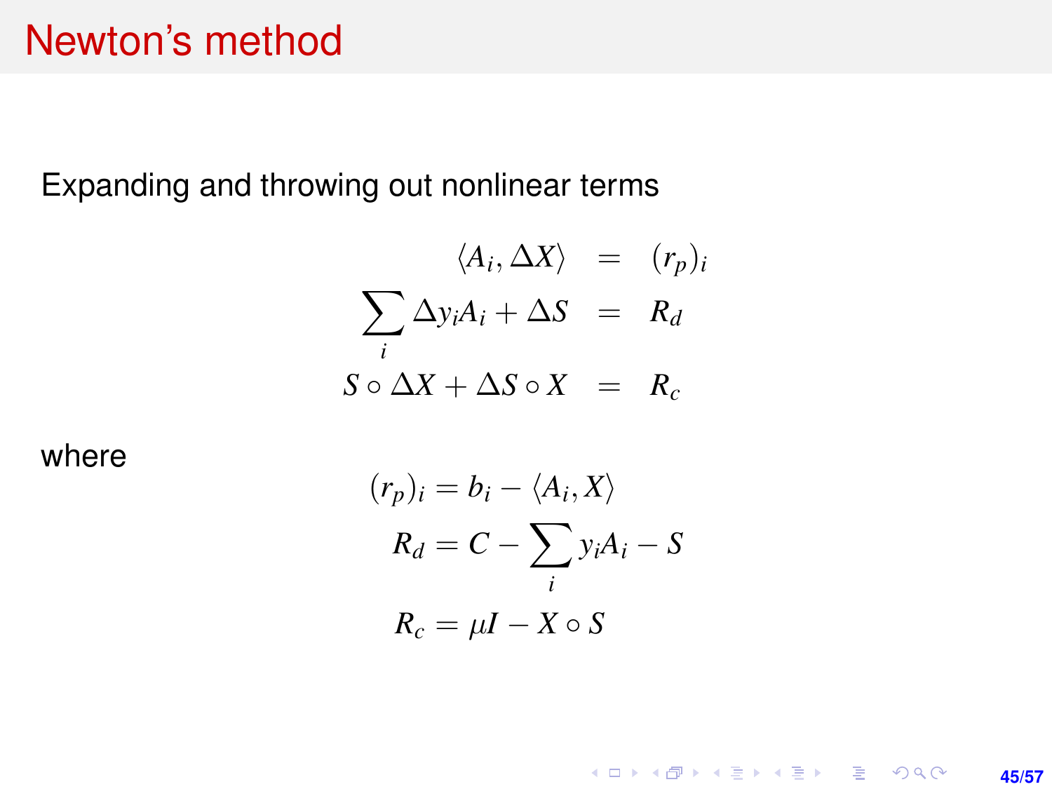# Newton's method

Expanding and throwing out nonlinear terms

$$
\begin{aligned}
\langle A_i, \Delta X \rangle &= (r_p)_i \\
\sum_i \Delta y_i A_i + \Delta S &= R_d \\
S \circ \Delta X + \Delta S \circ X &= R_c
\end{aligned}
$$

where

$$
\begin{aligned}
(r_p)_i &= b_i - \langle A_i, X \rangle \\
R_d &= C - \sum_i y_i A_i - S \\
R_c &= \mu I - X \circ S
\end{aligned}
$$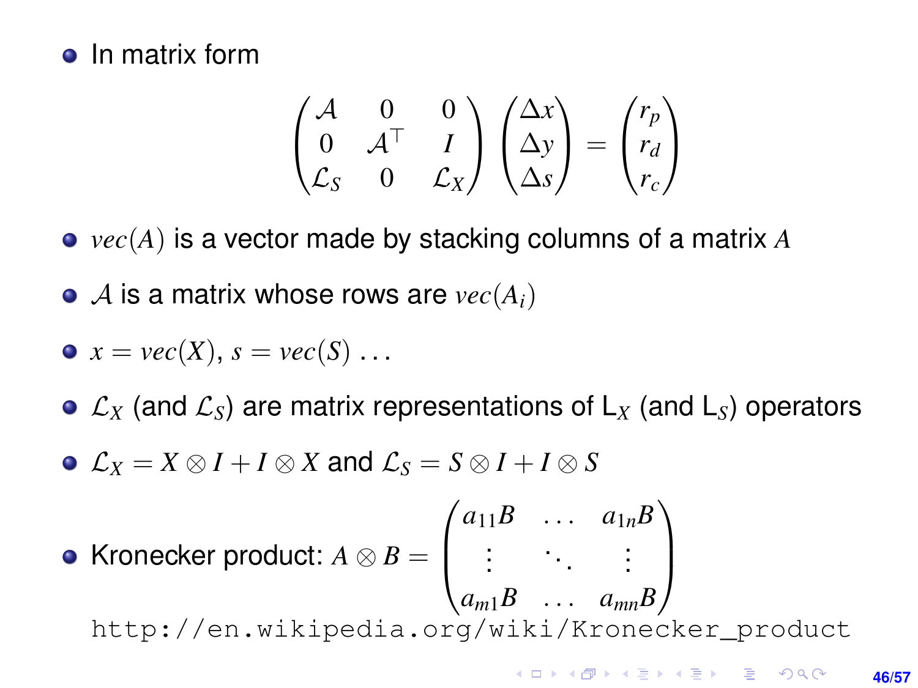- In matrix form

$$\begin{pmatrix} \mathcal{A} & 0 & 0 \\ 0 & \mathcal{A}^\top & I \\ \mathcal{L}_S & 0 & \mathcal{L}_X \end{pmatrix} \begin{pmatrix} \Delta x \\ \Delta y \\ \Delta s \end{pmatrix} = \begin{pmatrix} r_p \\ r_d \\ r_c \end{pmatrix}$$

- $vec(A)$ is a vector made by stacking columns of a matrix $A$
- $\mathcal{A}$ is a matrix whose rows are $vec(A_i)$
- $x = vec(X)$, $s = vec(S)$ ...
- $\mathcal{L}_X$ (and $\mathcal{L}_S$) are matrix representations of $\mathsf{L}_X$ (and $\mathsf{L}_S$) operators
- $\mathcal{L}_X = X \otimes I + I \otimes X$ and $\mathcal{L}_S = S \otimes I + I \otimes S$
- Kronecker product: $A \otimes B = \begin{pmatrix} a_{11}B & \dots & a_{1n}B \\ \vdots & \ddots & \vdots \\ a_{m1}B & \dots & a_{mn}B \end{pmatrix}$

  http://en.wikipedia.org/wiki/Kronecker_product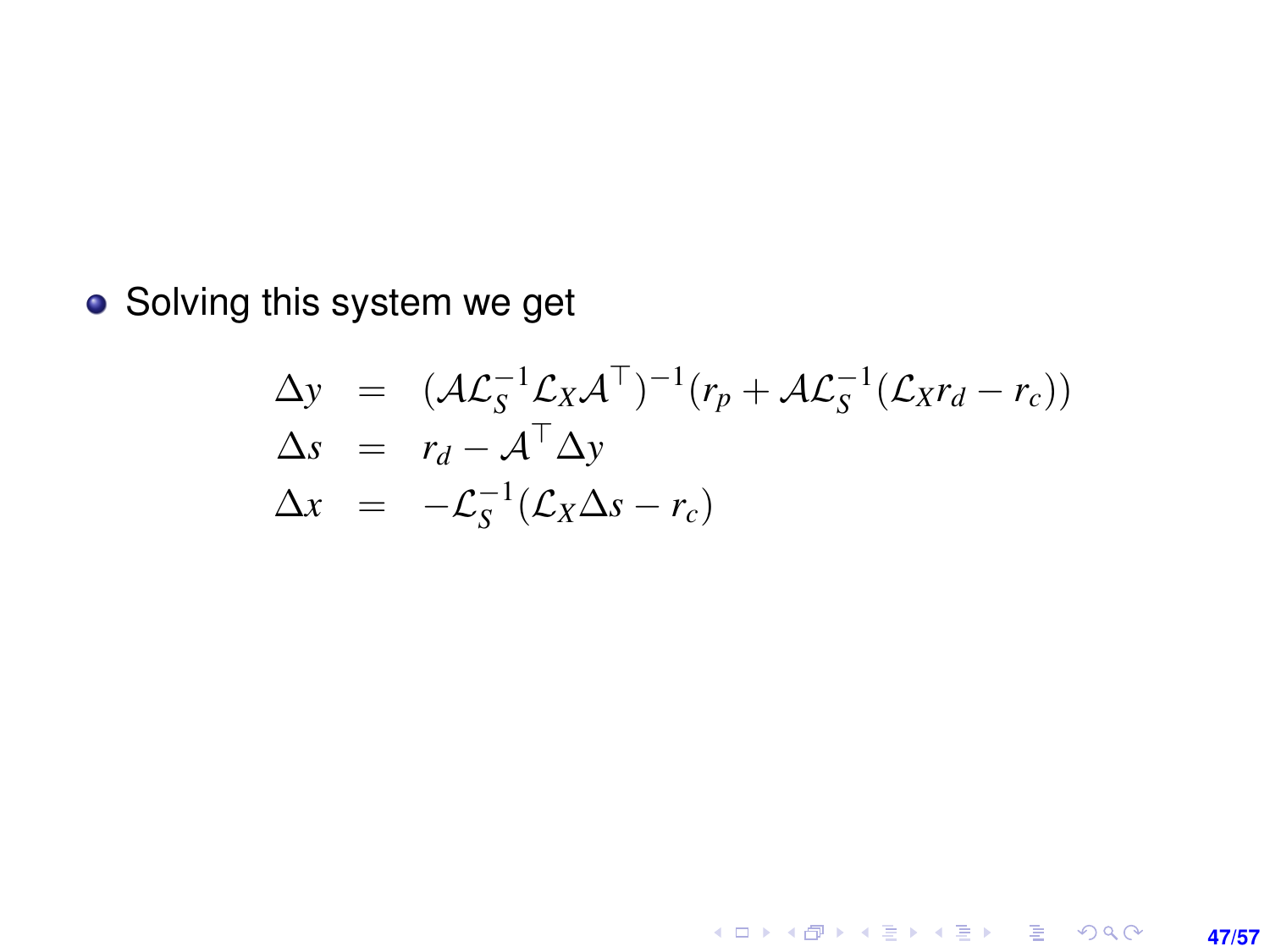- Solving this system we get

$$
\begin{aligned}
\Delta y &= (\mathcal{A}\mathcal{L}_S^{-1}\mathcal{L}_X\mathcal{A}^\top)^{-1}(r_p + \mathcal{A}\mathcal{L}_S^{-1}(\mathcal{L}_X r_d - r_c)) \\
\Delta s &= r_d - \mathcal{A}^\top \Delta y \\
\Delta x &= -\mathcal{L}_S^{-1}(\mathcal{L}_X \Delta s - r_c)
\end{aligned}
$$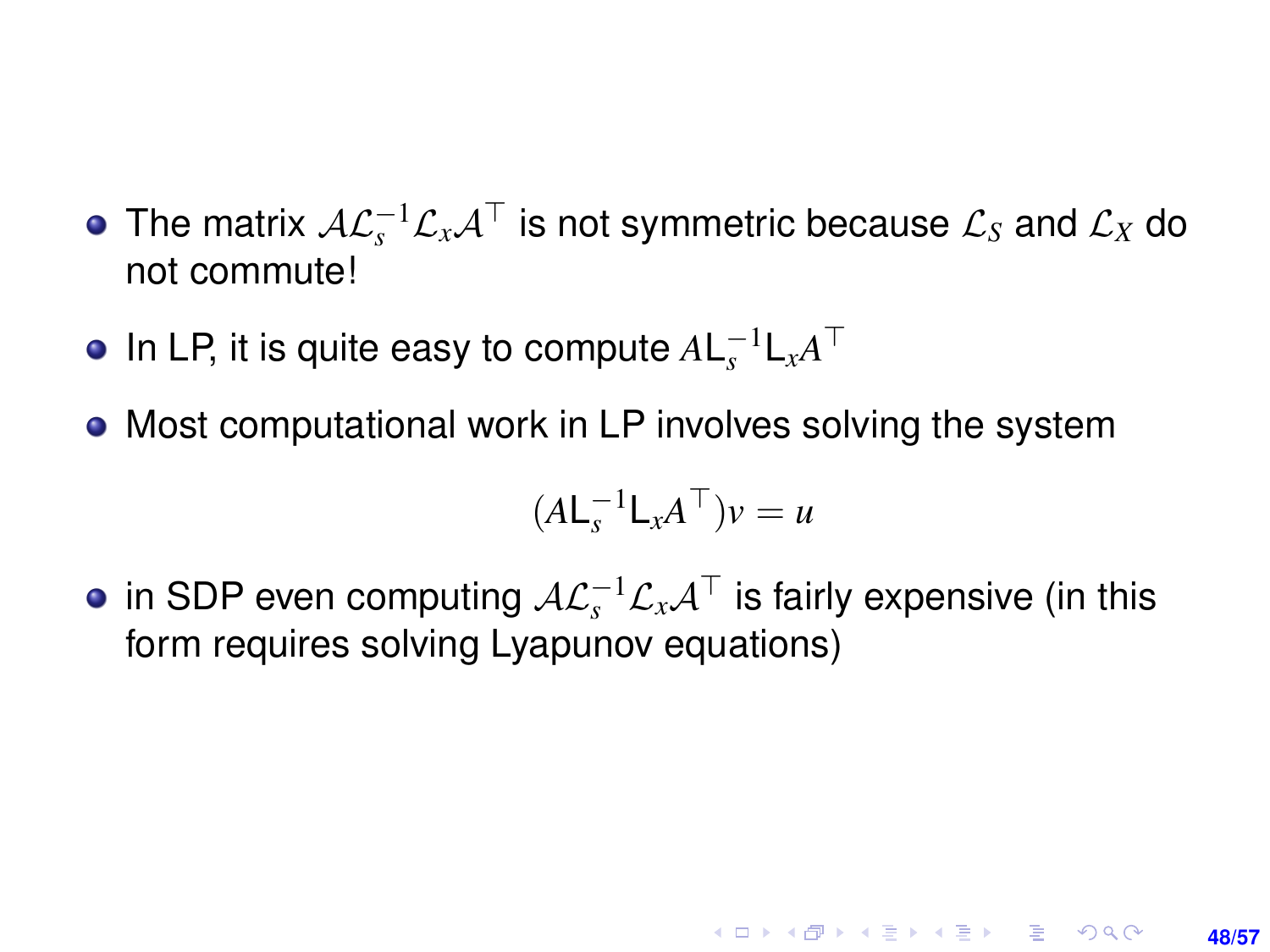- The matrix $\mathcal{A}\mathcal{L}_s^{-1}\mathcal{L}_x\mathcal{A}^\top$ is not symmetric because $\mathcal{L}_S$ and $\mathcal{L}_X$ do not commute!
- In LP, it is quite easy to compute $A\mathsf{L}_s^{-1}\mathsf{L}_x A^\top$
- Most computational work in LP involves solving the system

$$(A\mathsf{L}_s^{-1}\mathsf{L}_x A^\top)v = u$$

- in SDP even computing $\mathcal{A}\mathcal{L}_s^{-1}\mathcal{L}_x\mathcal{A}^\top$ is fairly expensive (in this form requires solving Lyapunov equations)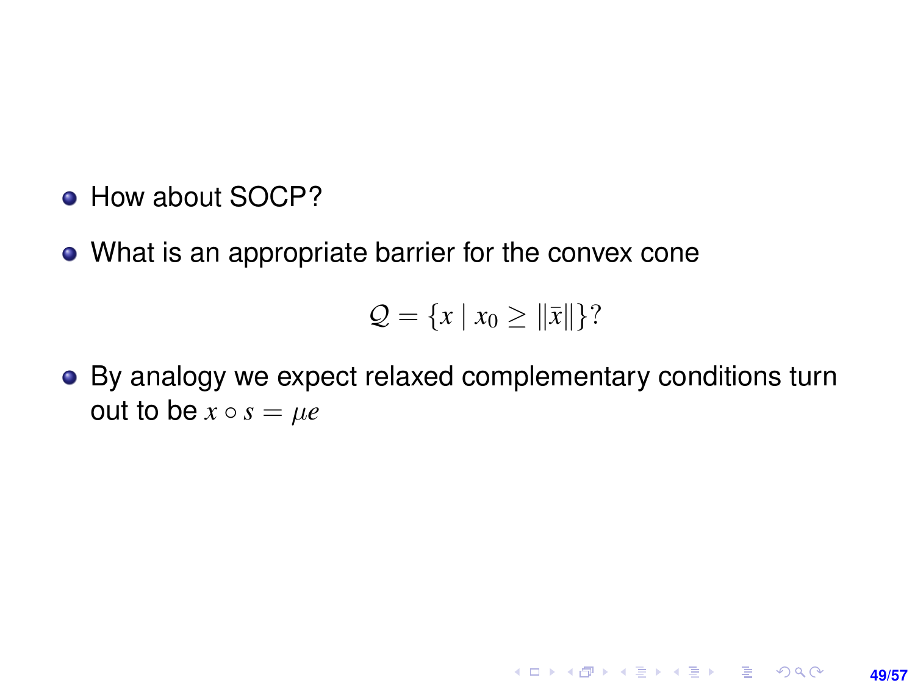- How about SOCP?
- What is an appropriate barrier for the convex cone

$$\mathcal{Q} = \{x \mid x_0 \geq \|\bar{x}\|\}?$$

- By analogy we expect relaxed complementary conditions turn out to be $x \circ s = \mu e$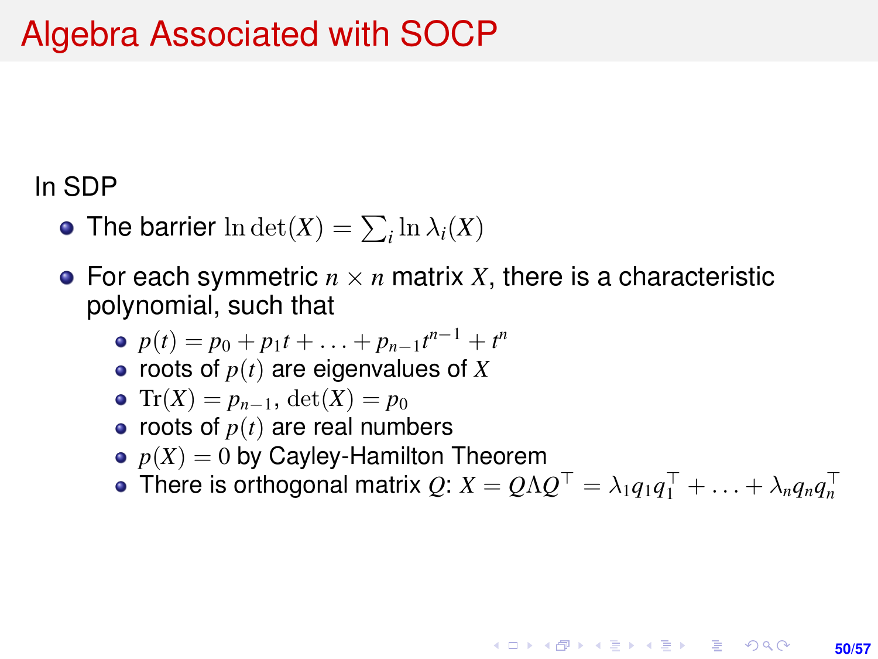# Algebra Associated with SOCP

In SDP

- The barrier $\ln \det(X) = \sum_i \ln \lambda_i(X)$
- For each symmetric $n \times n$ matrix $X$, there is a characteristic polynomial, such that
  - $p(t) = p_0 + p_1 t + \ldots + p_{n-1} t^{n-1} + t^n$
  - roots of $p(t)$ are eigenvalues of $X$
  - $\mathrm{Tr}(X) = p_{n-1}$, $\det(X) = p_0$
  - roots of $p(t)$ are real numbers
  - $p(X) = 0$ by Cayley-Hamilton Theorem
  - There is orthogonal matrix $Q$: $X = Q \Lambda Q^\top = \lambda_1 q_1 q_1^\top + \ldots + \lambda_n q_n q_n^\top$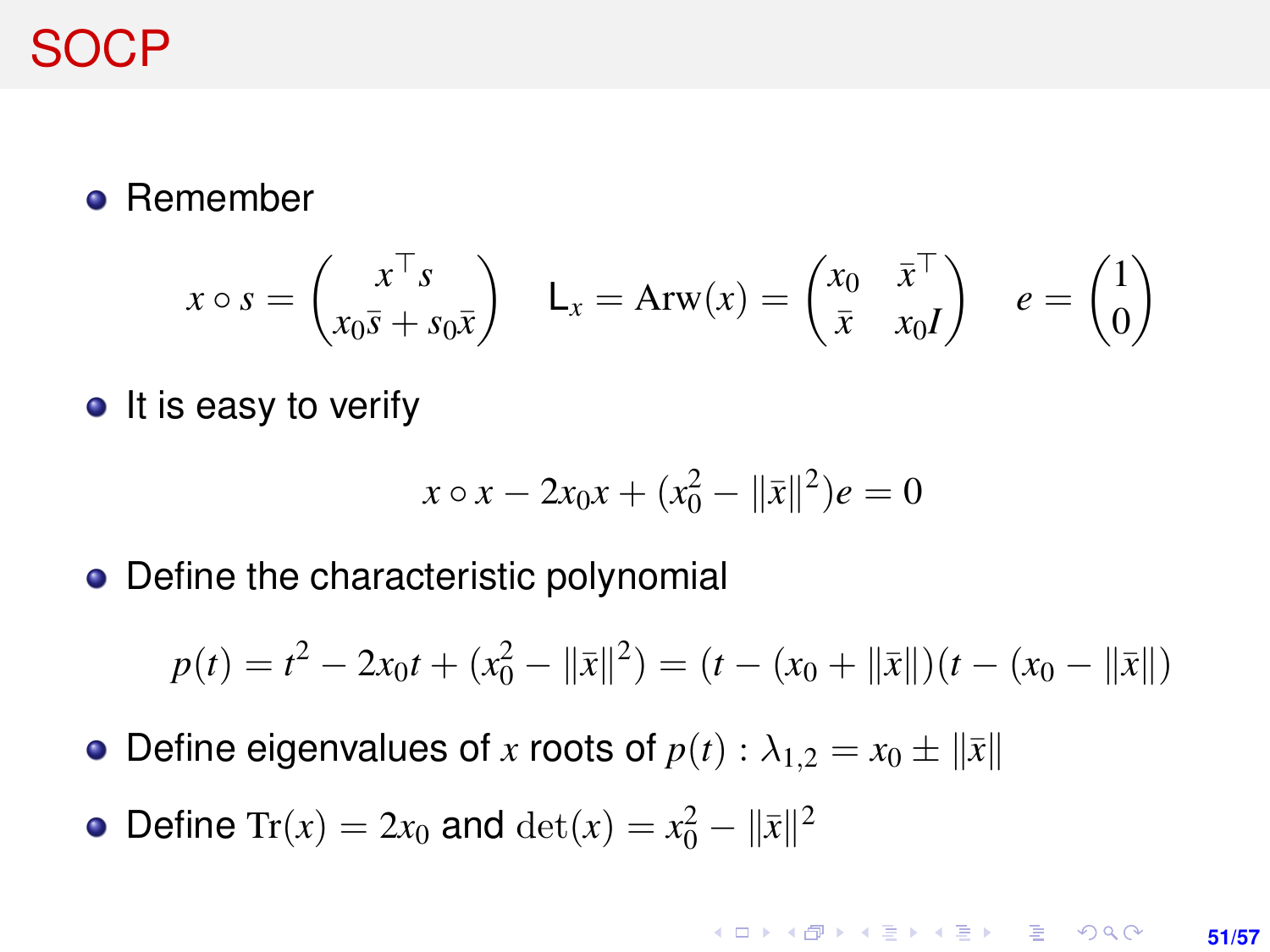# SOCP

- Remember

$$x \circ s = \begin{pmatrix} x^\top s \\ x_0 \bar{s} + s_0 \bar{x} \end{pmatrix} \quad \mathsf{L}_x = \mathrm{Arw}(x) = \begin{pmatrix} x_0 & \bar{x}^\top \\ \bar{x} & x_0 I \end{pmatrix} \quad e = \begin{pmatrix} 1 \\ 0 \end{pmatrix}$$

- It is easy to verify

$$x \circ x - 2x_0 x + (x_0^2 - \|\bar{x}\|^2)e = 0$$

- Define the characteristic polynomial

$$p(t) = t^2 - 2x_0 t + (x_0^2 - \|\bar{x}\|^2) = (t - (x_0 + \|\bar{x}\|)(t - (x_0 - \|\bar{x}\|)$$

- Define eigenvalues of $x$ roots of $p(t)$ : $\lambda_{1,2} = x_0 \pm \|\bar{x}\|$
- Define $\mathrm{Tr}(x) = 2x_0$ and $\det(x) = x_0^2 - \|\bar{x}\|^2$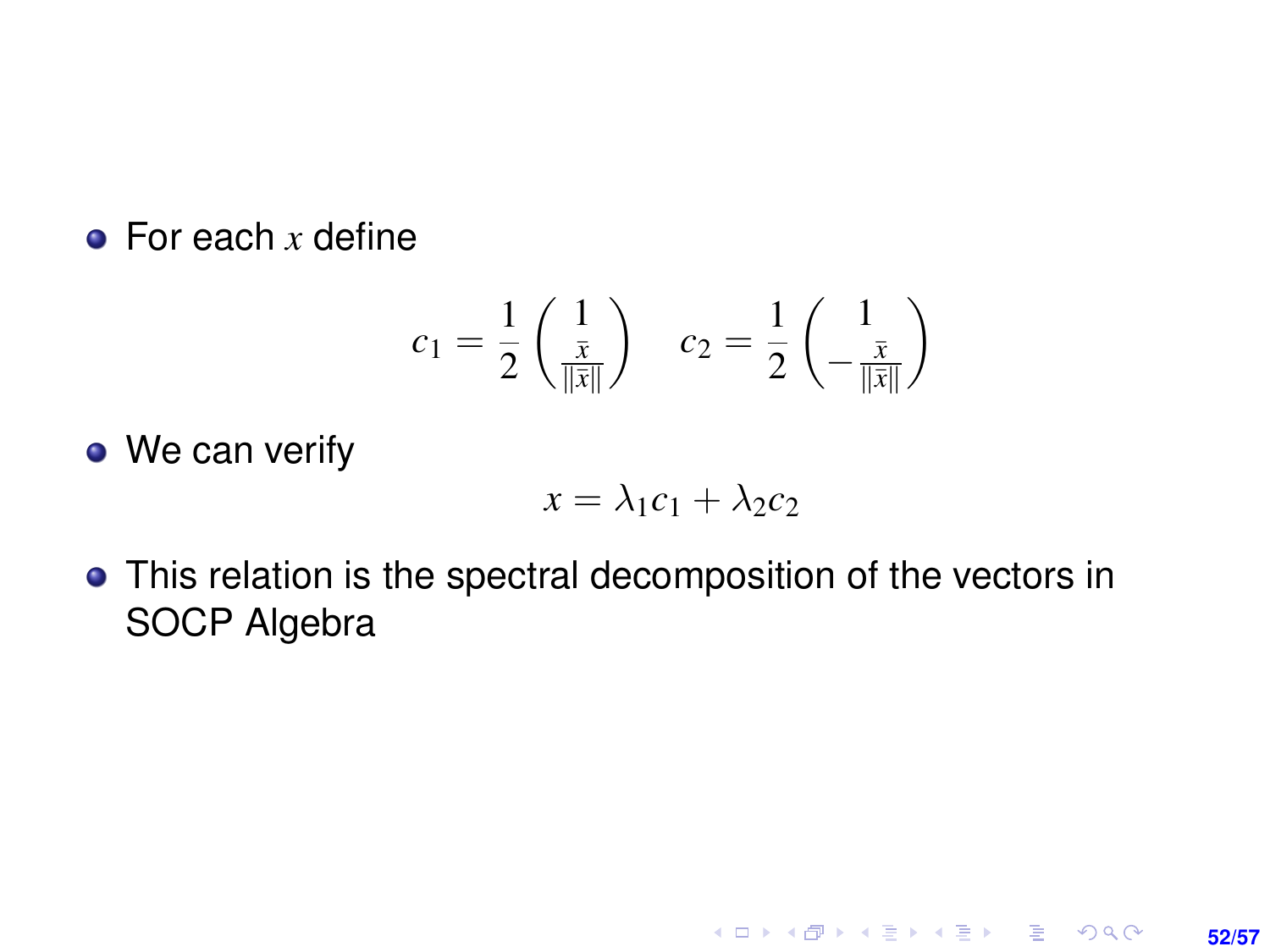- For each $x$ define

$$c_1 = \frac{1}{2}\begin{pmatrix} 1 \\ \frac{\bar{x}}{\|\bar{x}\|} \end{pmatrix} \quad c_2 = \frac{1}{2}\begin{pmatrix} 1 \\ -\frac{\bar{x}}{\|\bar{x}\|} \end{pmatrix}$$

- We can verify

$$x = \lambda_1 c_1 + \lambda_2 c_2$$

- This relation is the spectral decomposition of the vectors in SOCP Algebra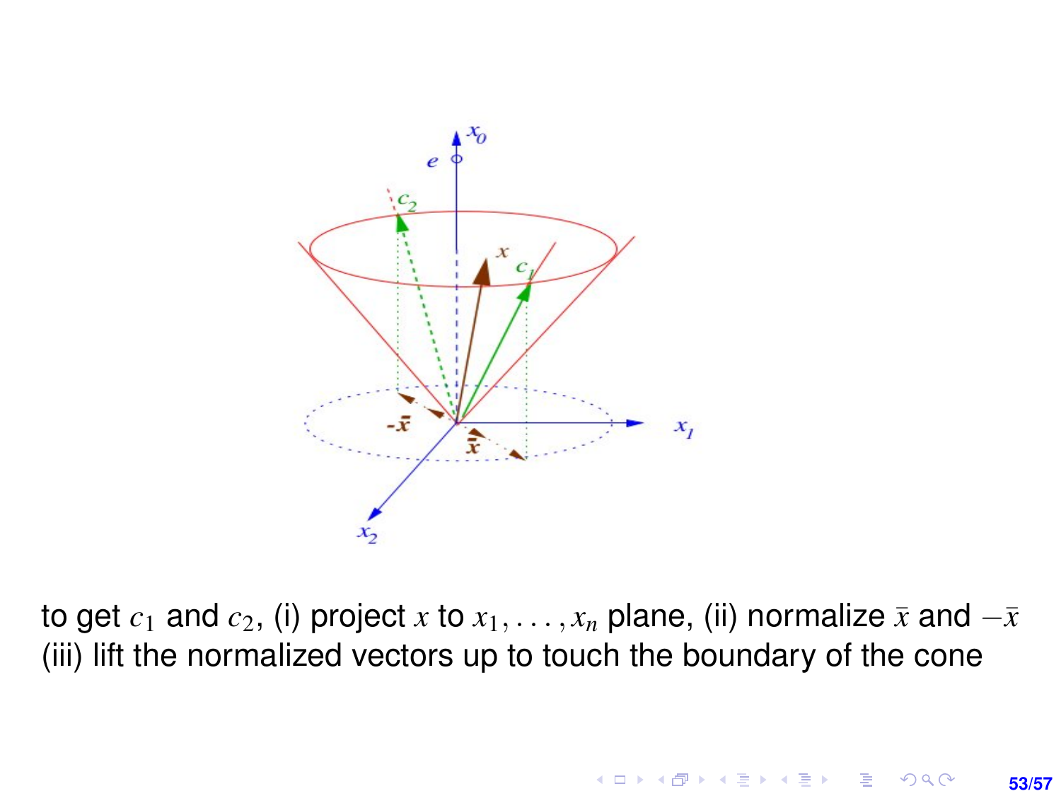to get $c_1$ and $c_2$, (i) project $x$ to $x_1, \ldots, x_n$ plane, (ii) normalize $\bar{x}$ and $-\bar{x}$ (iii) lift the normalized vectors up to touch the boundary of the cone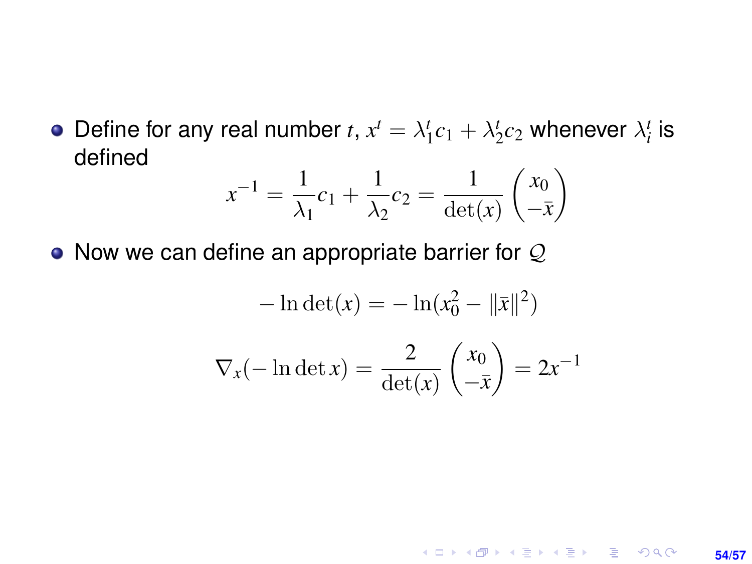- Define for any real number $t$, $x^t = \lambda_1^t c_1 + \lambda_2^t c_2$ whenever $\lambda_i^t$ is defined

$$x^{-1} = \frac{1}{\lambda_1} c_1 + \frac{1}{\lambda_2} c_2 = \frac{1}{\det(x)} \begin{pmatrix} x_0 \\ -\bar{x} \end{pmatrix}$$

- Now we can define an appropriate barrier for $\mathcal{Q}$

$$-\ln \det(x) = -\ln(x_0^2 - \|\bar{x}\|^2)$$

$$\nabla_x(-\ln \det x) = \frac{2}{\det(x)} \begin{pmatrix} x_0 \\ -\bar{x} \end{pmatrix} = 2x^{-1}$$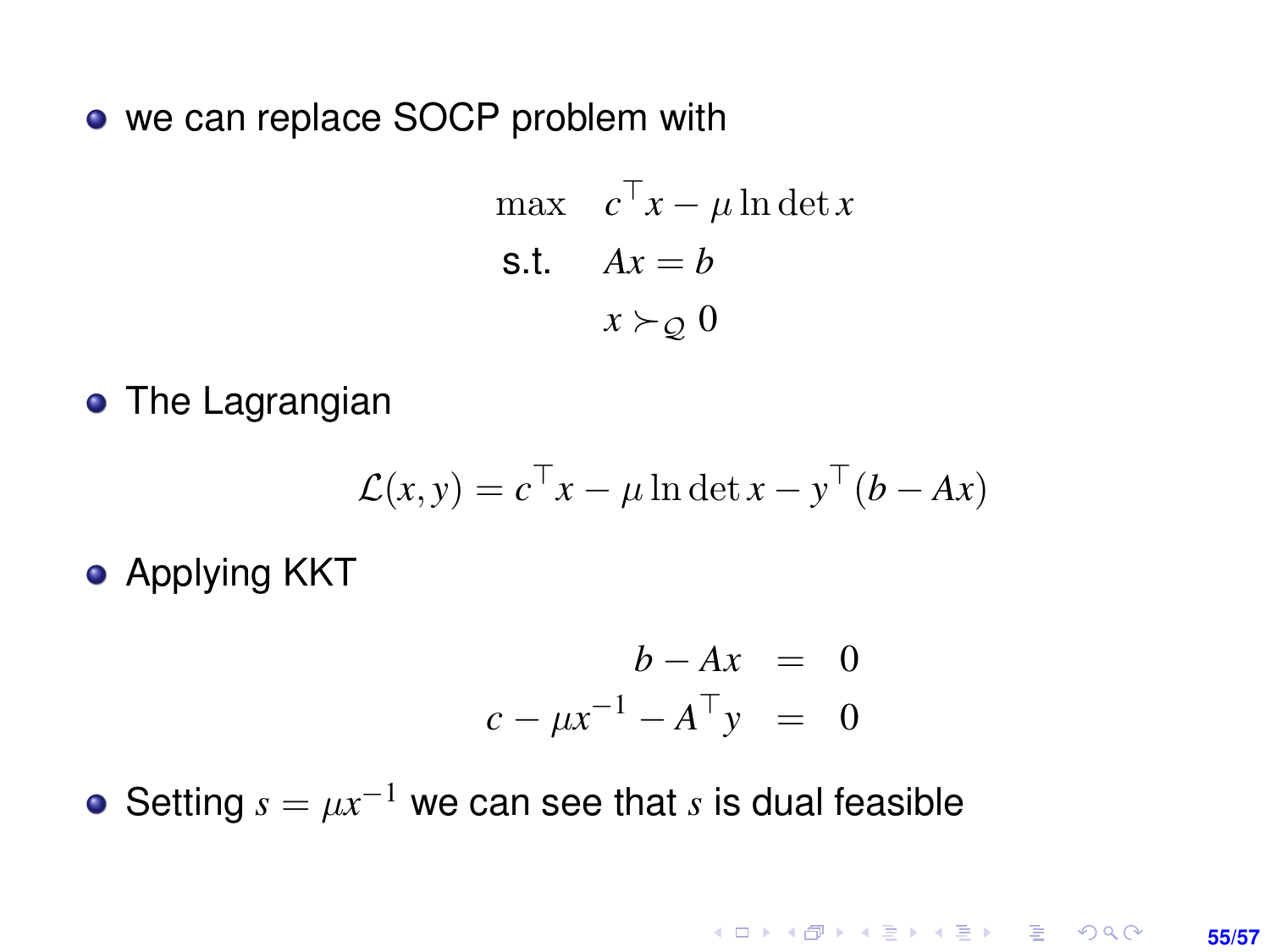- we can replace SOCP problem with

$$
\begin{aligned}
\max \quad & c^\top x - \mu \ln \det x \\
\text{s.t.} \quad & Ax = b \\
& x \succ_{\mathcal{Q}} 0
\end{aligned}
$$

- The Lagrangian

$$
\mathcal{L}(x,y) = c^\top x - \mu \ln \det x - y^\top (b - Ax)
$$

- Applying KKT

$$
\begin{aligned}
b - Ax &= 0 \\
c - \mu x^{-1} - A^\top y &= 0
\end{aligned}
$$

- Setting $s = \mu x^{-1}$ we can see that $s$ is dual feasible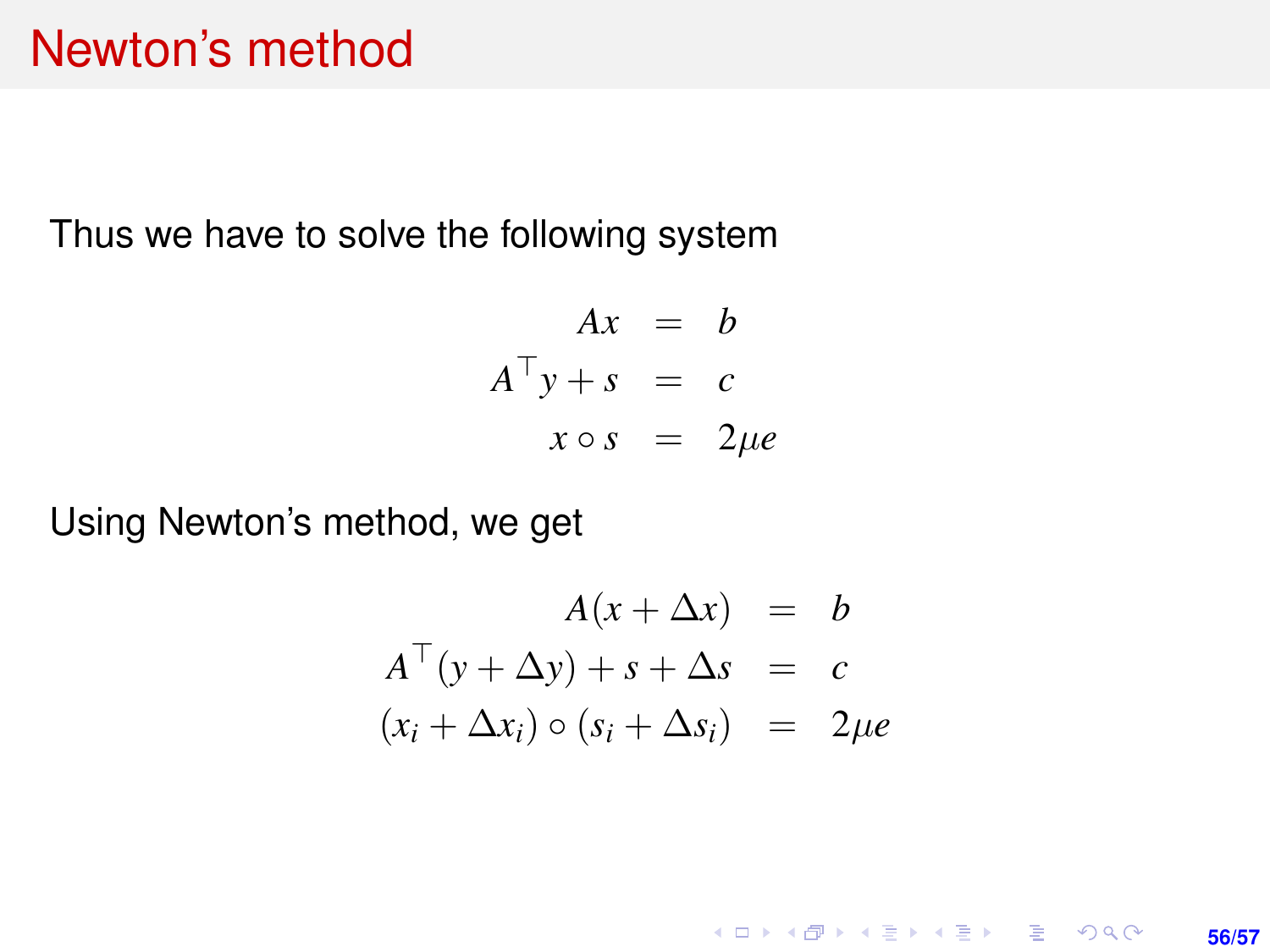# Newton's method

Thus we have to solve the following system

$$
\begin{aligned}
Ax &= b \\
A^\top y + s &= c \\
x \circ s &= 2\mu e
\end{aligned}
$$

Using Newton's method, we get

$$
\begin{aligned}
A(x + \Delta x) &= b \\
A^\top (y + \Delta y) + s + \Delta s &= c \\
(x_i + \Delta x_i) \circ (s_i + \Delta s_i) &= 2\mu e
\end{aligned}
$$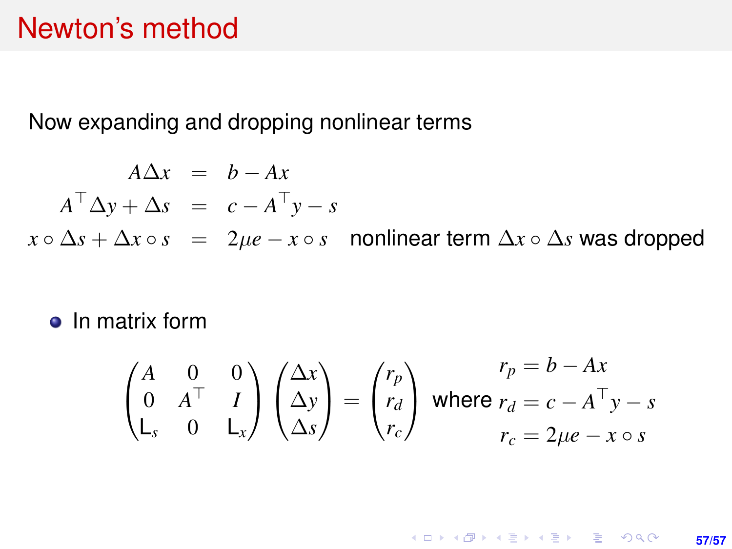# Newton's method

Now expanding and dropping nonlinear terms

$$
\begin{aligned}
A\Delta x &= b - Ax \\
A^\top \Delta y + \Delta s &= c - A^\top y - s \\
x \circ \Delta s + \Delta x \circ s &= 2\mu e - x \circ s
\end{aligned}
$$

nonlinear term $\Delta x \circ \Delta s$ was dropped

- In matrix form

$$
\begin{pmatrix} A & 0 & 0 \\ 0 & A^\top & I \\ \mathsf{L}_s & 0 & \mathsf{L}_x \end{pmatrix}
\begin{pmatrix} \Delta x \\ \Delta y \\ \Delta s \end{pmatrix}
=
\begin{pmatrix} r_p \\ r_d \\ r_c \end{pmatrix}
\quad \text{where} \quad
\begin{aligned}
r_p &= b - Ax \\
r_d &= c - A^\top y - s \\
r_c &= 2\mu e - x \circ s
\end{aligned}
$$